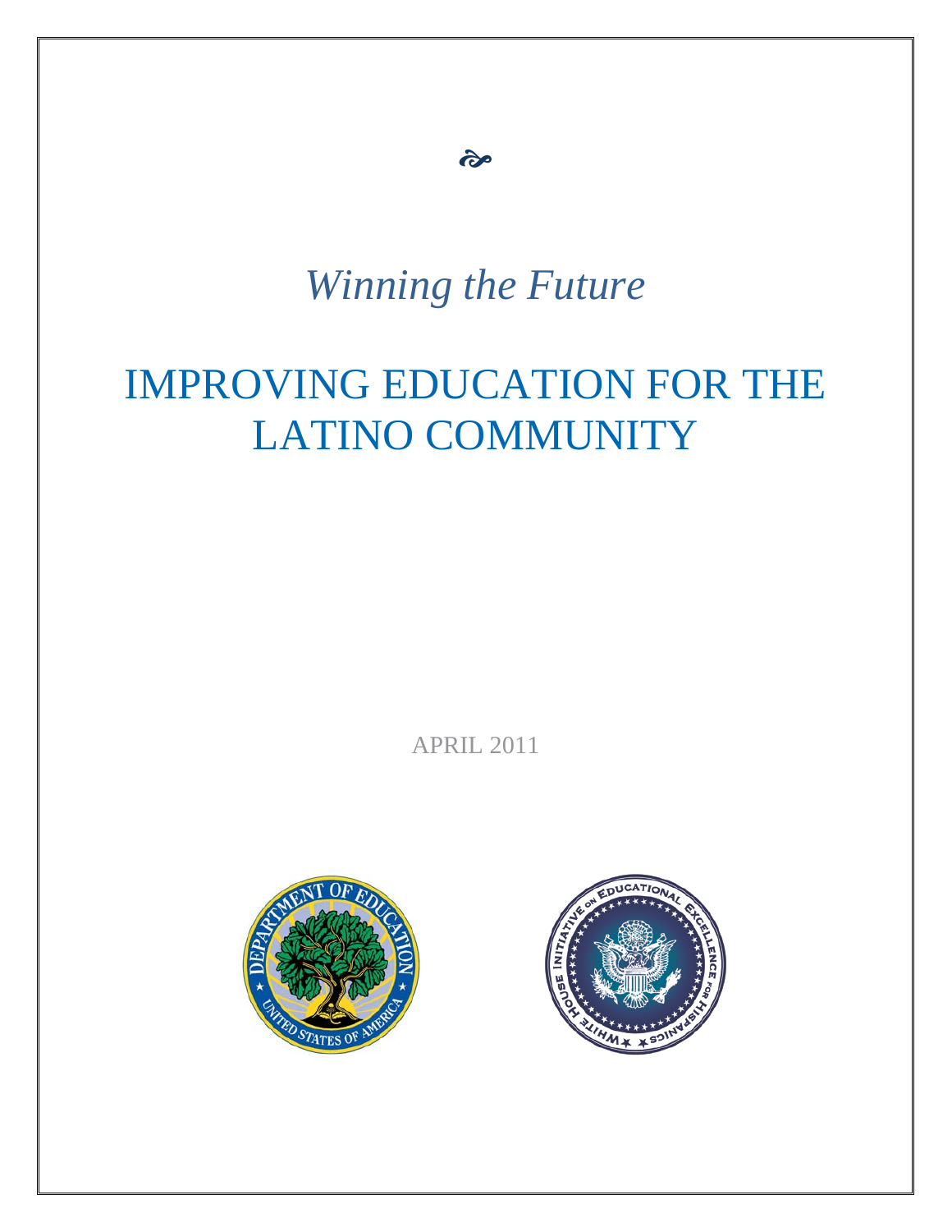*Winning the Future*

# IMPROVING EDUCATION FOR THE LATINO COMMUNITY

APRIL 2011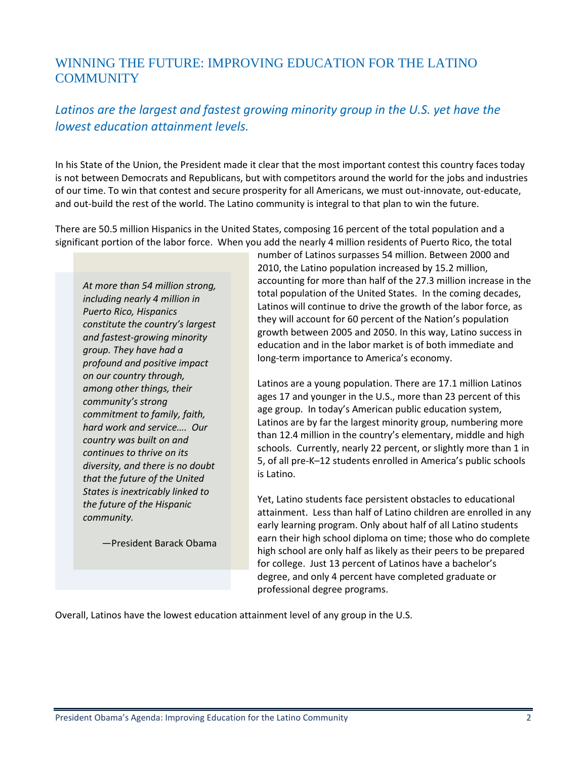# WINNING THE FUTURE: IMPROVING EDUCATION FOR THE LATINO COMMUNITY

## *Latinos are the largest and fastest growing minority group in the U.S. yet have the lowest education attainment levels.*

In his State of the Union, the President made it clear that the most important contest this country faces today is not between Democrats and Republicans, but with competitors around the world for the jobs and industries of our time. To win that contest and secure prosperity for all Americans, we must out-innovate, out-educate, and out-build the rest of the world. The Latino community is integral to that plan to win the future.

There are 50.5 million Hispanics in the United States, composing 16 percent of the total population and a significant portion of the labor force. When you add the nearly 4 million residents of Puerto Rico, the total number of Latinos surpasses 54 million. Between 2000 and 2010, the Latino population increased by 15.2 million, accounting for more than half of the 27.3 million increase in the total population of the United States. In the coming decades, Latinos will continue to drive the growth of the labor force, as they will account for 60 percent of the Nation's population growth between 2005 and 2050. In this way, Latino success in education and in the labor market is of both immediate and long-term importance to America's economy.

> *At more than 54 million strong, including nearly 4 million in Puerto Rico, Hispanics constitute the country's largest and fastest-growing minority group. They have had a profound and positive impact on our country through, among other things, their community's strong commitment to family, faith, hard work and service…. Our country was built on and continues to thrive on its diversity, and there is no doubt that the future of the United States is inextricably linked to the future of the Hispanic community.*
>
> —President Barack Obama

Latinos are a young population. There are 17.1 million Latinos ages 17 and younger in the U.S., more than 23 percent of this age group. In today's American public education system, Latinos are by far the largest minority group, numbering more than 12.4 million in the country's elementary, middle and high schools. Currently, nearly 22 percent, or slightly more than 1 in 5, of all pre-K–12 students enrolled in America's public schools is Latino.

Yet, Latino students face persistent obstacles to educational attainment. Less than half of Latino children are enrolled in any early learning program. Only about half of all Latino students earn their high school diploma on time; those who do complete high school are only half as likely as their peers to be prepared for college. Just 13 percent of Latinos have a bachelor's degree, and only 4 percent have completed graduate or professional degree programs.

Overall, Latinos have the lowest education attainment level of any group in the U.S.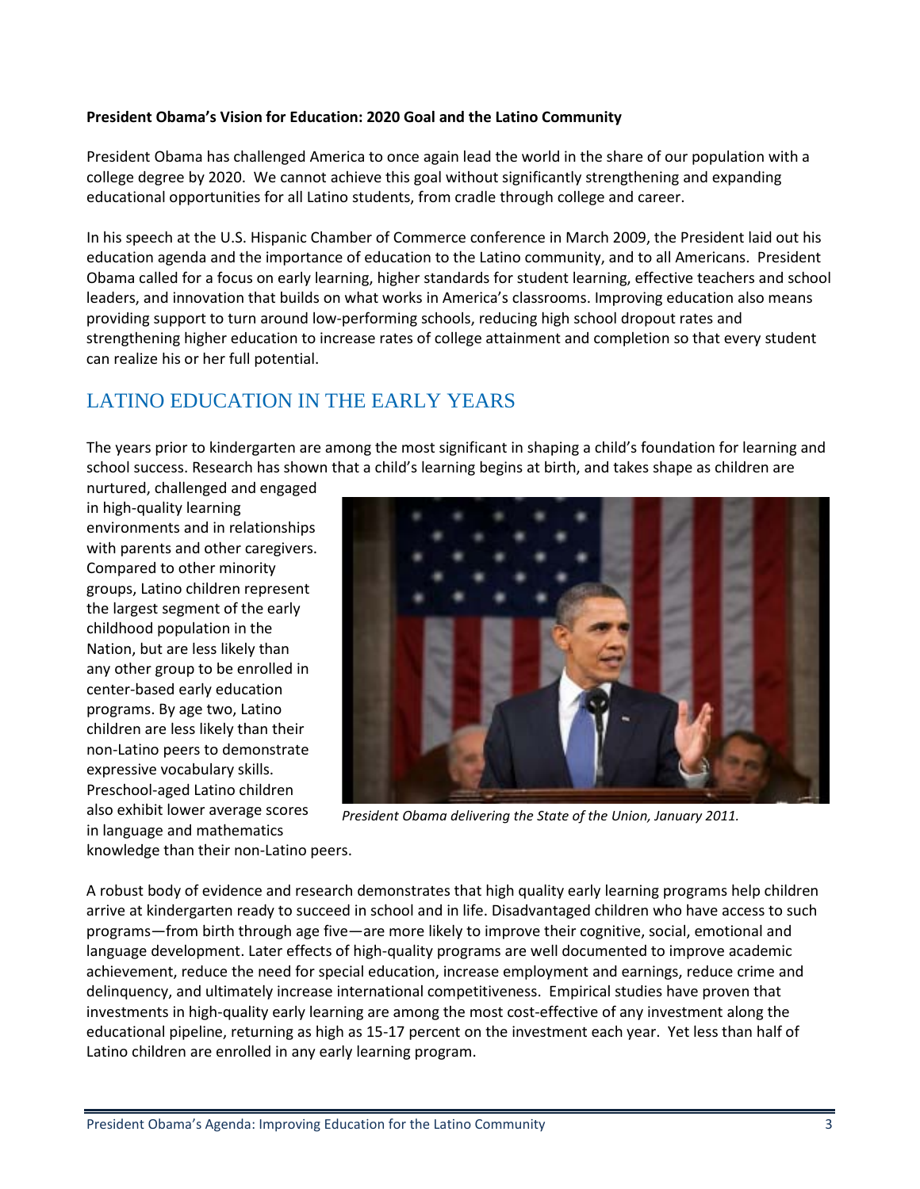**President Obama's Vision for Education: 2020 Goal and the Latino Community**

President Obama has challenged America to once again lead the world in the share of our population with a college degree by 2020. We cannot achieve this goal without significantly strengthening and expanding educational opportunities for all Latino students, from cradle through college and career.

In his speech at the U.S. Hispanic Chamber of Commerce conference in March 2009, the President laid out his education agenda and the importance of education to the Latino community, and to all Americans. President Obama called for a focus on early learning, higher standards for student learning, effective teachers and school leaders, and innovation that builds on what works in America's classrooms. Improving education also means providing support to turn around low-performing schools, reducing high school dropout rates and strengthening higher education to increase rates of college attainment and completion so that every student can realize his or her full potential.

## LATINO EDUCATION IN THE EARLY YEARS

The years prior to kindergarten are among the most significant in shaping a child's foundation for learning and school success. Research has shown that a child's learning begins at birth, and takes shape as children are nurtured, challenged and engaged in high-quality learning environments and in relationships with parents and other caregivers. Compared to other minority groups, Latino children represent the largest segment of the early childhood population in the Nation, but are less likely than any other group to be enrolled in center-based early education programs. By age two, Latino children are less likely than their non-Latino peers to demonstrate expressive vocabulary skills. Preschool-aged Latino children also exhibit lower average scores in language and mathematics knowledge than their non-Latino peers.

*President Obama delivering the State of the Union, January 2011.*

A robust body of evidence and research demonstrates that high quality early learning programs help children arrive at kindergarten ready to succeed in school and in life. Disadvantaged children who have access to such programs—from birth through age five—are more likely to improve their cognitive, social, emotional and language development. Later effects of high-quality programs are well documented to improve academic achievement, reduce the need for special education, increase employment and earnings, reduce crime and delinquency, and ultimately increase international competitiveness. Empirical studies have proven that investments in high-quality early learning are among the most cost-effective of any investment along the educational pipeline, returning as high as 15-17 percent on the investment each year. Yet less than half of Latino children are enrolled in any early learning program.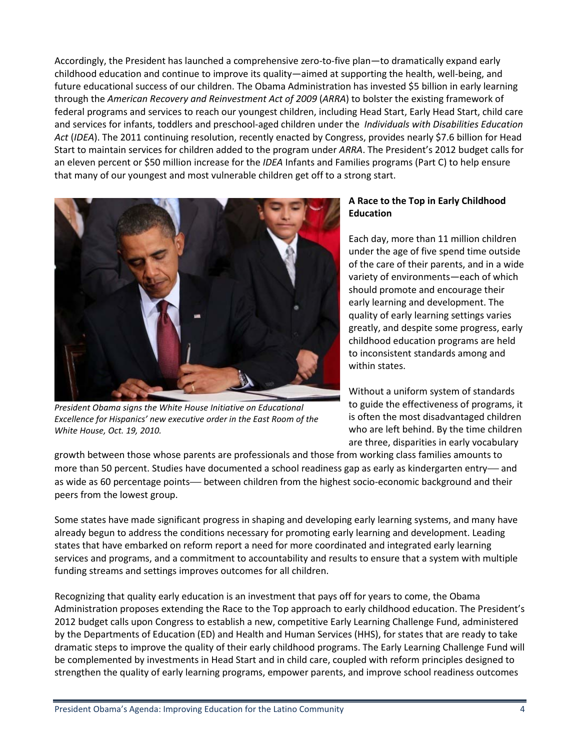Accordingly, the President has launched a comprehensive zero-to-five plan—to dramatically expand early childhood education and continue to improve its quality—aimed at supporting the health, well-being, and future educational success of our children. The Obama Administration has invested $5 billion in early learning through the *American Recovery and Reinvestment Act of 2009* (*ARRA*) to bolster the existing framework of federal programs and services to reach our youngest children, including Head Start, Early Head Start, child care and services for infants, toddlers and preschool-aged children under the *Individuals with Disabilities Education Act* (*IDEA*). The 2011 continuing resolution, recently enacted by Congress, provides nearly $7.6 billion for Head Start to maintain services for children added to the program under *ARRA*. The President's 2012 budget calls for an eleven percent or $50 million increase for the *IDEA* Infants and Families programs (Part C) to help ensure that many of our youngest and most vulnerable children get off to a strong start.

*President Obama signs the White House Initiative on Educational Excellence for Hispanics' new executive order in the East Room of the White House, Oct. 19, 2010.*

**A Race to the Top in Early Childhood Education**

Each day, more than 11 million children under the age of five spend time outside of the care of their parents, and in a wide variety of environments—each of which should promote and encourage their early learning and development. The quality of early learning settings varies greatly, and despite some progress, early childhood education programs are held to inconsistent standards among and within states.

Without a uniform system of standards to guide the effectiveness of programs, it is often the most disadvantaged children who are left behind. By the time children are three, disparities in early vocabulary growth between those whose parents are professionals and those from working class families amounts to more than 50 percent. Studies have documented a school readiness gap as early as kindergarten entry— and as wide as 60 percentage points— between children from the highest socio-economic background and their peers from the lowest group.

Some states have made significant progress in shaping and developing early learning systems, and many have already begun to address the conditions necessary for promoting early learning and development. Leading states that have embarked on reform report a need for more coordinated and integrated early learning services and programs, and a commitment to accountability and results to ensure that a system with multiple funding streams and settings improves outcomes for all children.

Recognizing that quality early education is an investment that pays off for years to come, the Obama Administration proposes extending the Race to the Top approach to early childhood education. The President's 2012 budget calls upon Congress to establish a new, competitive Early Learning Challenge Fund, administered by the Departments of Education (ED) and Health and Human Services (HHS), for states that are ready to take dramatic steps to improve the quality of their early childhood programs. The Early Learning Challenge Fund will be complemented by investments in Head Start and in child care, coupled with reform principles designed to strengthen the quality of early learning programs, empower parents, and improve school readiness outcomes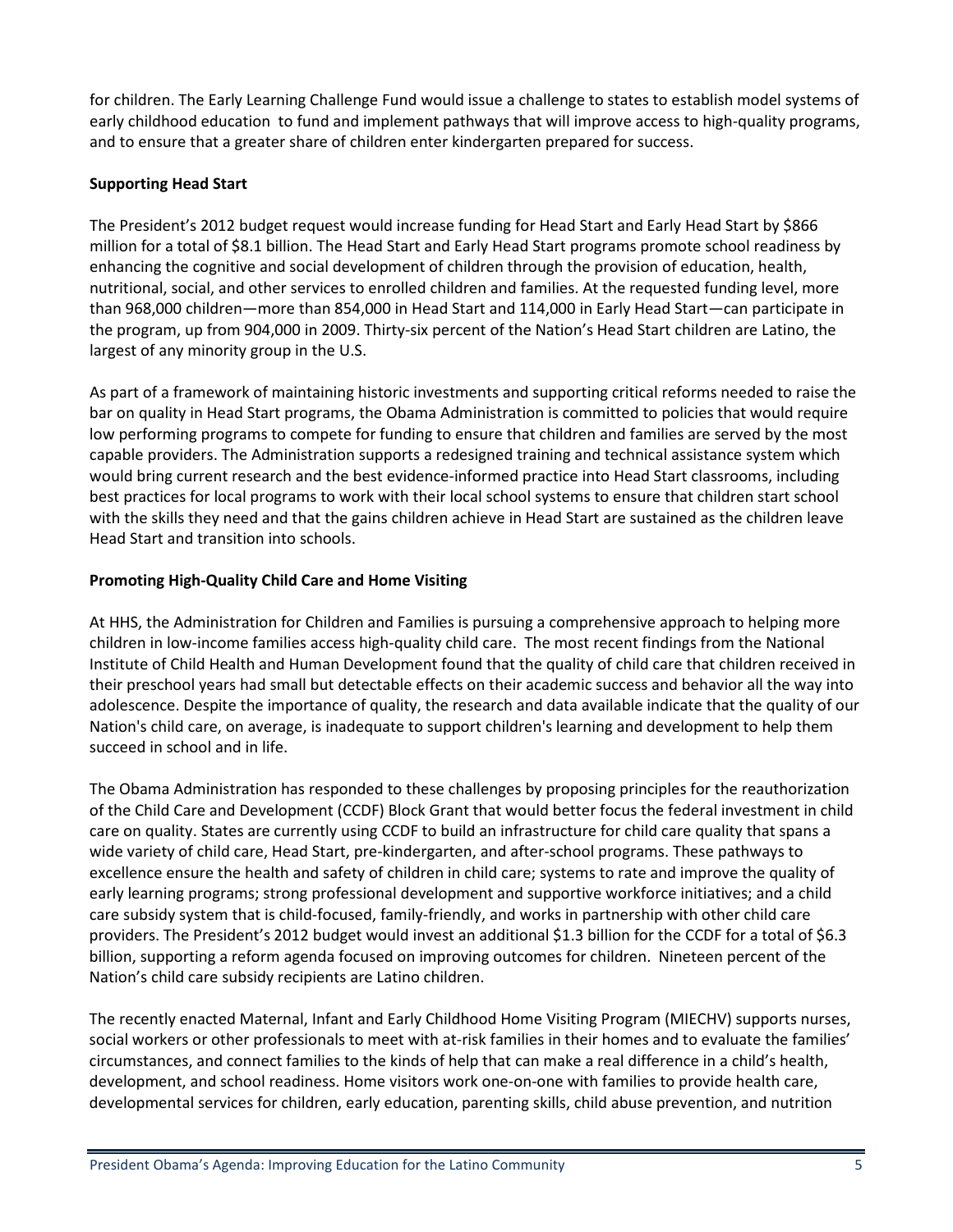for children. The Early Learning Challenge Fund would issue a challenge to states to establish model systems of early childhood education  to fund and implement pathways that will improve access to high-quality programs, and to ensure that a greater share of children enter kindergarten prepared for success.

**Supporting Head Start**

The President's 2012 budget request would increase funding for Head Start and Early Head Start by $866 million for a total of $8.1 billion. The Head Start and Early Head Start programs promote school readiness by enhancing the cognitive and social development of children through the provision of education, health, nutritional, social, and other services to enrolled children and families. At the requested funding level, more than 968,000 children—more than 854,000 in Head Start and 114,000 in Early Head Start—can participate in the program, up from 904,000 in 2009. Thirty-six percent of the Nation's Head Start children are Latino, the largest of any minority group in the U.S.

As part of a framework of maintaining historic investments and supporting critical reforms needed to raise the bar on quality in Head Start programs, the Obama Administration is committed to policies that would require low performing programs to compete for funding to ensure that children and families are served by the most capable providers. The Administration supports a redesigned training and technical assistance system which would bring current research and the best evidence-informed practice into Head Start classrooms, including best practices for local programs to work with their local school systems to ensure that children start school with the skills they need and that the gains children achieve in Head Start are sustained as the children leave Head Start and transition into schools.

**Promoting High-Quality Child Care and Home Visiting**

At HHS, the Administration for Children and Families is pursuing a comprehensive approach to helping more children in low-income families access high-quality child care.  The most recent findings from the National Institute of Child Health and Human Development found that the quality of child care that children received in their preschool years had small but detectable effects on their academic success and behavior all the way into adolescence. Despite the importance of quality, the research and data available indicate that the quality of our Nation's child care, on average, is inadequate to support children's learning and development to help them succeed in school and in life.

The Obama Administration has responded to these challenges by proposing principles for the reauthorization of the Child Care and Development (CCDF) Block Grant that would better focus the federal investment in child care on quality. States are currently using CCDF to build an infrastructure for child care quality that spans a wide variety of child care, Head Start, pre-kindergarten, and after-school programs. These pathways to excellence ensure the health and safety of children in child care; systems to rate and improve the quality of early learning programs; strong professional development and supportive workforce initiatives; and a child care subsidy system that is child-focused, family-friendly, and works in partnership with other child care providers. The President's 2012 budget would invest an additional $1.3 billion for the CCDF for a total of $6.3 billion, supporting a reform agenda focused on improving outcomes for children.  Nineteen percent of the Nation's child care subsidy recipients are Latino children.

The recently enacted Maternal, Infant and Early Childhood Home Visiting Program (MIECHV) supports nurses, social workers or other professionals to meet with at-risk families in their homes and to evaluate the families' circumstances, and connect families to the kinds of help that can make a real difference in a child's health, development, and school readiness. Home visitors work one-on-one with families to provide health care, developmental services for children, early education, parenting skills, child abuse prevention, and nutrition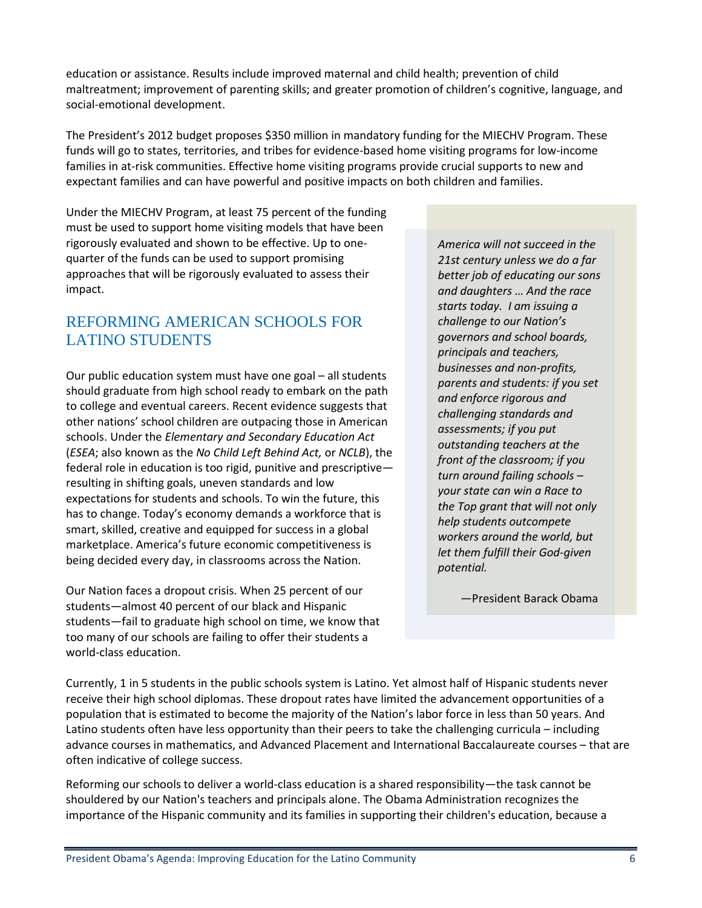education or assistance. Results include improved maternal and child health; prevention of child maltreatment; improvement of parenting skills; and greater promotion of children's cognitive, language, and social-emotional development.

The President's 2012 budget proposes $350 million in mandatory funding for the MIECHV Program. These funds will go to states, territories, and tribes for evidence-based home visiting programs for low-income families in at-risk communities. Effective home visiting programs provide crucial supports to new and expectant families and can have powerful and positive impacts on both children and families.

Under the MIECHV Program, at least 75 percent of the funding must be used to support home visiting models that have been rigorously evaluated and shown to be effective. Up to one-quarter of the funds can be used to support promising approaches that will be rigorously evaluated to assess their impact.

## REFORMING AMERICAN SCHOOLS FOR LATINO STUDENTS

Our public education system must have one goal – all students should graduate from high school ready to embark on the path to college and eventual careers. Recent evidence suggests that other nations' school children are outpacing those in American schools. Under the *Elementary and Secondary Education Act* (*ESEA*; also known as the *No Child Left Behind Act,* or *NCLB*), the federal role in education is too rigid, punitive and prescriptive—resulting in shifting goals, uneven standards and low expectations for students and schools. To win the future, this has to change. Today's economy demands a workforce that is smart, skilled, creative and equipped for success in a global marketplace. America's future economic competitiveness is being decided every day, in classrooms across the Nation.

Our Nation faces a dropout crisis. When 25 percent of our students—almost 40 percent of our black and Hispanic students—fail to graduate high school on time, we know that too many of our schools are failing to offer their students a world-class education.

> *America will not succeed in the 21st century unless we do a far better job of educating our sons and daughters … And the race starts today. I am issuing a challenge to our Nation's governors and school boards, principals and teachers, businesses and non-profits, parents and students: if you set and enforce rigorous and challenging standards and assessments; if you put outstanding teachers at the front of the classroom; if you turn around failing schools – your state can win a Race to the Top grant that will not only help students outcompete workers around the world, but let them fulfill their God-given potential.*
>
> —President Barack Obama

Currently, 1 in 5 students in the public schools system is Latino. Yet almost half of Hispanic students never receive their high school diplomas. These dropout rates have limited the advancement opportunities of a population that is estimated to become the majority of the Nation's labor force in less than 50 years. And Latino students often have less opportunity than their peers to take the challenging curricula – including advance courses in mathematics, and Advanced Placement and International Baccalaureate courses – that are often indicative of college success.

Reforming our schools to deliver a world-class education is a shared responsibility—the task cannot be shouldered by our Nation's teachers and principals alone. The Obama Administration recognizes the importance of the Hispanic community and its families in supporting their children's education, because a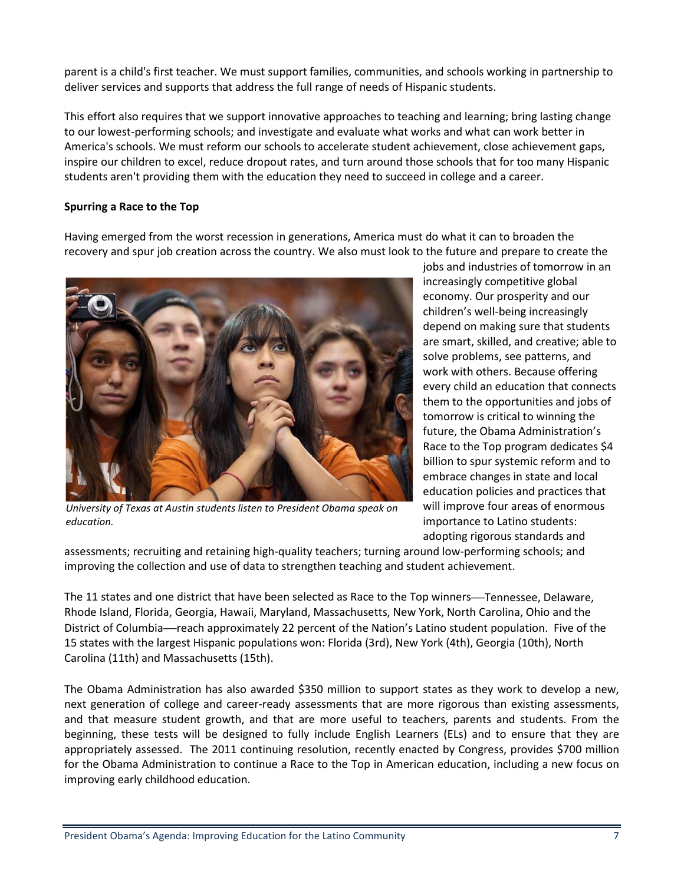parent is a child's first teacher. We must support families, communities, and schools working in partnership to deliver services and supports that address the full range of needs of Hispanic students.

This effort also requires that we support innovative approaches to teaching and learning; bring lasting change to our lowest-performing schools; and investigate and evaluate what works and what can work better in America's schools. We must reform our schools to accelerate student achievement, close achievement gaps, inspire our children to excel, reduce dropout rates, and turn around those schools that for too many Hispanic students aren't providing them with the education they need to succeed in college and a career.

**Spurring a Race to the Top**

Having emerged from the worst recession in generations, America must do what it can to broaden the recovery and spur job creation across the country. We also must look to the future and prepare to create the jobs and industries of tomorrow in an increasingly competitive global economy. Our prosperity and our children's well-being increasingly depend on making sure that students are smart, skilled, and creative; able to solve problems, see patterns, and work with others. Because offering every child an education that connects them to the opportunities and jobs of tomorrow is critical to winning the future, the Obama Administration's Race to the Top program dedicates $4 billion to spur systemic reform and to embrace changes in state and local education policies and practices that will improve four areas of enormous importance to Latino students: adopting rigorous standards and assessments; recruiting and retaining high-quality teachers; turning around low-performing schools; and improving the collection and use of data to strengthen teaching and student achievement.

*University of Texas at Austin students listen to President Obama speak on education.*

The 11 states and one district that have been selected as Race to the Top winners—Tennessee, Delaware, Rhode Island, Florida, Georgia, Hawaii, Maryland, Massachusetts, New York, North Carolina, Ohio and the District of Columbia—reach approximately 22 percent of the Nation's Latino student population. Five of the 15 states with the largest Hispanic populations won: Florida (3rd), New York (4th), Georgia (10th), North Carolina (11th) and Massachusetts (15th).

The Obama Administration has also awarded $350 million to support states as they work to develop a new, next generation of college and career-ready assessments that are more rigorous than existing assessments, and that measure student growth, and that are more useful to teachers, parents and students. From the beginning, these tests will be designed to fully include English Learners (ELs) and to ensure that they are appropriately assessed. The 2011 continuing resolution, recently enacted by Congress, provides $700 million for the Obama Administration to continue a Race to the Top in American education, including a new focus on improving early childhood education.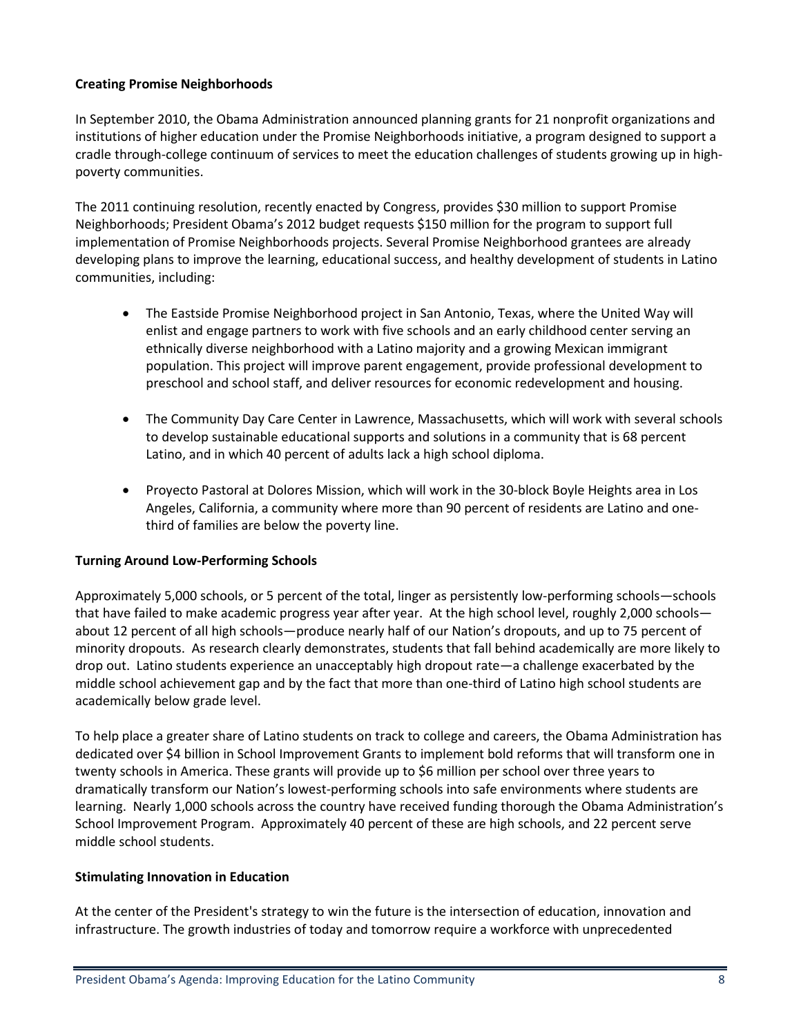**Creating Promise Neighborhoods**

In September 2010, the Obama Administration announced planning grants for 21 nonprofit organizations and institutions of higher education under the Promise Neighborhoods initiative, a program designed to support a cradle through-college continuum of services to meet the education challenges of students growing up in high-poverty communities.

The 2011 continuing resolution, recently enacted by Congress, provides $30 million to support Promise Neighborhoods; President Obama's 2012 budget requests $150 million for the program to support full implementation of Promise Neighborhoods projects. Several Promise Neighborhood grantees are already developing plans to improve the learning, educational success, and healthy development of students in Latino communities, including:

- The Eastside Promise Neighborhood project in San Antonio, Texas, where the United Way will enlist and engage partners to work with five schools and an early childhood center serving an ethnically diverse neighborhood with a Latino majority and a growing Mexican immigrant population. This project will improve parent engagement, provide professional development to preschool and school staff, and deliver resources for economic redevelopment and housing.

- The Community Day Care Center in Lawrence, Massachusetts, which will work with several schools to develop sustainable educational supports and solutions in a community that is 68 percent Latino, and in which 40 percent of adults lack a high school diploma.

- Proyecto Pastoral at Dolores Mission, which will work in the 30-block Boyle Heights area in Los Angeles, California, a community where more than 90 percent of residents are Latino and one-third of families are below the poverty line.

**Turning Around Low-Performing Schools**

Approximately 5,000 schools, or 5 percent of the total, linger as persistently low-performing schools—schools that have failed to make academic progress year after year. At the high school level, roughly 2,000 schools—about 12 percent of all high schools—produce nearly half of our Nation's dropouts, and up to 75 percent of minority dropouts. As research clearly demonstrates, students that fall behind academically are more likely to drop out. Latino students experience an unacceptably high dropout rate—a challenge exacerbated by the middle school achievement gap and by the fact that more than one-third of Latino high school students are academically below grade level.

To help place a greater share of Latino students on track to college and careers, the Obama Administration has dedicated over $4 billion in School Improvement Grants to implement bold reforms that will transform one in twenty schools in America. These grants will provide up to $6 million per school over three years to dramatically transform our Nation's lowest-performing schools into safe environments where students are learning. Nearly 1,000 schools across the country have received funding thorough the Obama Administration's School Improvement Program. Approximately 40 percent of these are high schools, and 22 percent serve middle school students.

**Stimulating Innovation in Education**

At the center of the President's strategy to win the future is the intersection of education, innovation and infrastructure. The growth industries of today and tomorrow require a workforce with unprecedented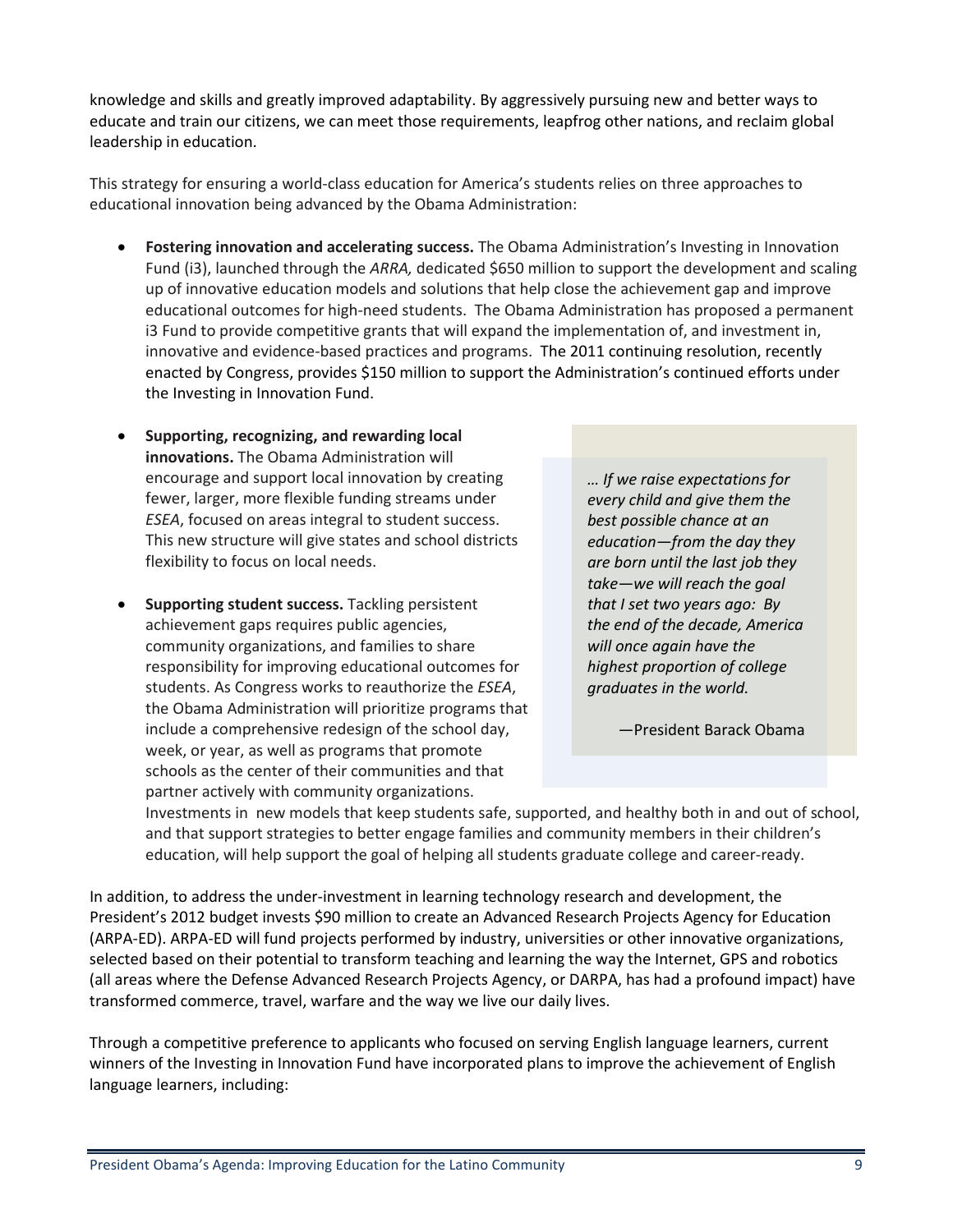knowledge and skills and greatly improved adaptability. By aggressively pursuing new and better ways to educate and train our citizens, we can meet those requirements, leapfrog other nations, and reclaim global leadership in education.

This strategy for ensuring a world-class education for America's students relies on three approaches to educational innovation being advanced by the Obama Administration:

- **Fostering innovation and accelerating success.** The Obama Administration's Investing in Innovation Fund (i3), launched through the *ARRA,* dedicated $650 million to support the development and scaling up of innovative education models and solutions that help close the achievement gap and improve educational outcomes for high-need students. The Obama Administration has proposed a permanent i3 Fund to provide competitive grants that will expand the implementation of, and investment in, innovative and evidence-based practices and programs. The 2011 continuing resolution, recently enacted by Congress, provides $150 million to support the Administration's continued efforts under the Investing in Innovation Fund.

- **Supporting, recognizing, and rewarding local innovations.** The Obama Administration will encourage and support local innovation by creating fewer, larger, more flexible funding streams under *ESEA*, focused on areas integral to student success. This new structure will give states and school districts flexibility to focus on local needs.

- **Supporting student success.** Tackling persistent achievement gaps requires public agencies, community organizations, and families to share responsibility for improving educational outcomes for students. As Congress works to reauthorize the *ESEA*, the Obama Administration will prioritize programs that include a comprehensive redesign of the school day, week, or year, as well as programs that promote schools as the center of their communities and that partner actively with community organizations. Investments in new models that keep students safe, supported, and healthy both in and out of school, and that support strategies to better engage families and community members in their children's education, will help support the goal of helping all students graduate college and career-ready.

> *… If we raise expectations for every child and give them the best possible chance at an education—from the day they are born until the last job they take—we will reach the goal that I set two years ago: By the end of the decade, America will once again have the highest proportion of college graduates in the world.*
>
> —President Barack Obama

In addition, to address the under-investment in learning technology research and development, the President's 2012 budget invests $90 million to create an Advanced Research Projects Agency for Education (ARPA-ED). ARPA-ED will fund projects performed by industry, universities or other innovative organizations, selected based on their potential to transform teaching and learning the way the Internet, GPS and robotics (all areas where the Defense Advanced Research Projects Agency, or DARPA, has had a profound impact) have transformed commerce, travel, warfare and the way we live our daily lives.

Through a competitive preference to applicants who focused on serving English language learners, current winners of the Investing in Innovation Fund have incorporated plans to improve the achievement of English language learners, including: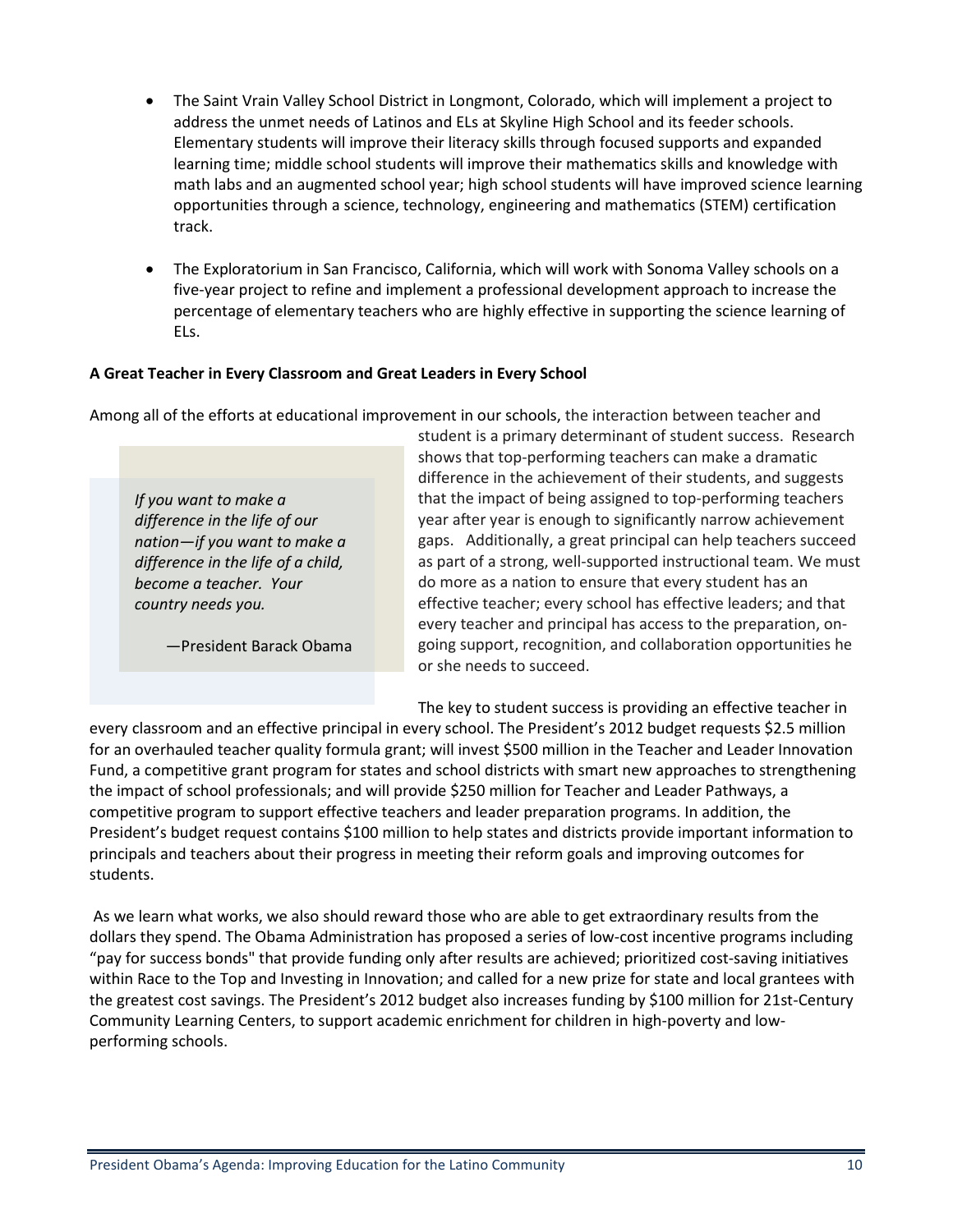- The Saint Vrain Valley School District in Longmont, Colorado, which will implement a project to address the unmet needs of Latinos and ELs at Skyline High School and its feeder schools. Elementary students will improve their literacy skills through focused supports and expanded learning time; middle school students will improve their mathematics skills and knowledge with math labs and an augmented school year; high school students will have improved science learning opportunities through a science, technology, engineering and mathematics (STEM) certification track.

- The Exploratorium in San Francisco, California, which will work with Sonoma Valley schools on a five-year project to refine and implement a professional development approach to increase the percentage of elementary teachers who are highly effective in supporting the science learning of ELs.

**A Great Teacher in Every Classroom and Great Leaders in Every School**

Among all of the efforts at educational improvement in our schools, the interaction between teacher and student is a primary determinant of student success. Research shows that top-performing teachers can make a dramatic difference in the achievement of their students, and suggests that the impact of being assigned to top-performing teachers year after year is enough to significantly narrow achievement gaps. Additionally, a great principal can help teachers succeed as part of a strong, well-supported instructional team. We must do more as a nation to ensure that every student has an effective teacher; every school has effective leaders; and that every teacher and principal has access to the preparation, on-going support, recognition, and collaboration opportunities he or she needs to succeed.

> *If you want to make a difference in the life of our nation—if you want to make a difference in the life of a child, become a teacher. Your country needs you.*
>
> —President Barack Obama

The key to student success is providing an effective teacher in every classroom and an effective principal in every school. The President's 2012 budget requests $2.5 million for an overhauled teacher quality formula grant; will invest $500 million in the Teacher and Leader Innovation Fund, a competitive grant program for states and school districts with smart new approaches to strengthening the impact of school professionals; and will provide $250 million for Teacher and Leader Pathways, a competitive program to support effective teachers and leader preparation programs. In addition, the President's budget request contains $100 million to help states and districts provide important information to principals and teachers about their progress in meeting their reform goals and improving outcomes for students.

As we learn what works, we also should reward those who are able to get extraordinary results from the dollars they spend. The Obama Administration has proposed a series of low-cost incentive programs including "pay for success bonds" that provide funding only after results are achieved; prioritized cost-saving initiatives within Race to the Top and Investing in Innovation; and called for a new prize for state and local grantees with the greatest cost savings. The President's 2012 budget also increases funding by $100 million for 21st-Century Community Learning Centers, to support academic enrichment for children in high-poverty and low-performing schools.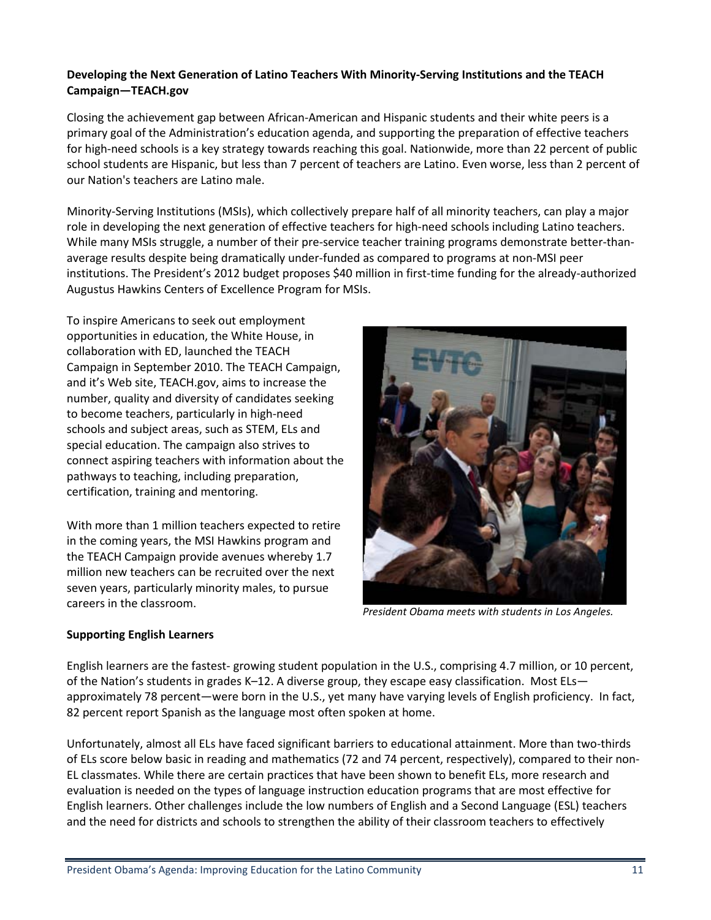**Developing the Next Generation of Latino Teachers With Minority-Serving Institutions and the TEACH Campaign—TEACH.gov**

Closing the achievement gap between African-American and Hispanic students and their white peers is a primary goal of the Administration's education agenda, and supporting the preparation of effective teachers for high-need schools is a key strategy towards reaching this goal. Nationwide, more than 22 percent of public school students are Hispanic, but less than 7 percent of teachers are Latino. Even worse, less than 2 percent of our Nation's teachers are Latino male.

Minority-Serving Institutions (MSIs), which collectively prepare half of all minority teachers, can play a major role in developing the next generation of effective teachers for high-need schools including Latino teachers. While many MSIs struggle, a number of their pre-service teacher training programs demonstrate better-than-average results despite being dramatically under-funded as compared to programs at non-MSI peer institutions. The President's 2012 budget proposes $40 million in first-time funding for the already-authorized Augustus Hawkins Centers of Excellence Program for MSIs.

To inspire Americans to seek out employment opportunities in education, the White House, in collaboration with ED, launched the TEACH Campaign in September 2010. The TEACH Campaign, and it's Web site, TEACH.gov, aims to increase the number, quality and diversity of candidates seeking to become teachers, particularly in high-need schools and subject areas, such as STEM, ELs and special education. The campaign also strives to connect aspiring teachers with information about the pathways to teaching, including preparation, certification, training and mentoring.

With more than 1 million teachers expected to retire in the coming years, the MSI Hawkins program and the TEACH Campaign provide avenues whereby 1.7 million new teachers can be recruited over the next seven years, particularly minority males, to pursue careers in the classroom.

*President Obama meets with students in Los Angeles.*

**Supporting English Learners**

English learners are the fastest- growing student population in the U.S., comprising 4.7 million, or 10 percent, of the Nation's students in grades K–12. A diverse group, they escape easy classification. Most ELs—approximately 78 percent—were born in the U.S., yet many have varying levels of English proficiency. In fact, 82 percent report Spanish as the language most often spoken at home.

Unfortunately, almost all ELs have faced significant barriers to educational attainment. More than two-thirds of ELs score below basic in reading and mathematics (72 and 74 percent, respectively), compared to their non-EL classmates. While there are certain practices that have been shown to benefit ELs, more research and evaluation is needed on the types of language instruction education programs that are most effective for English learners. Other challenges include the low numbers of English and a Second Language (ESL) teachers and the need for districts and schools to strengthen the ability of their classroom teachers to effectively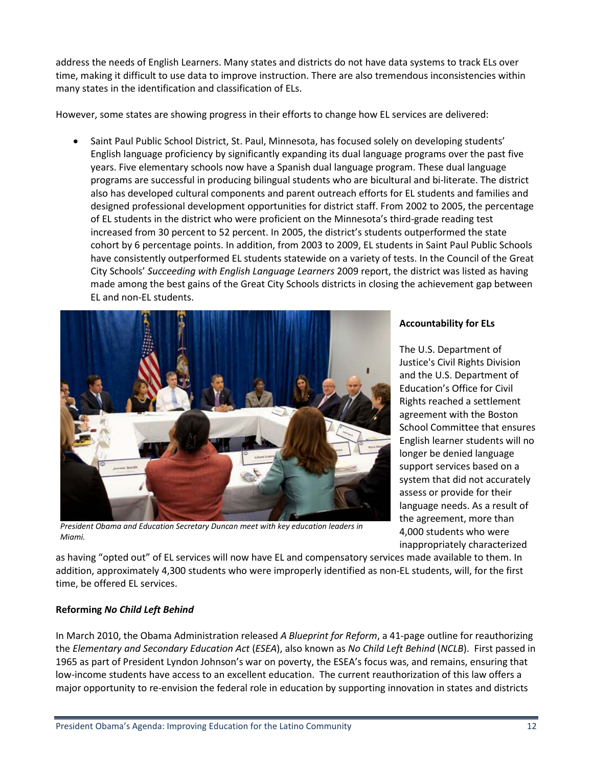address the needs of English Learners. Many states and districts do not have data systems to track ELs over time, making it difficult to use data to improve instruction. There are also tremendous inconsistencies within many states in the identification and classification of ELs.

However, some states are showing progress in their efforts to change how EL services are delivered:

- Saint Paul Public School District, St. Paul, Minnesota, has focused solely on developing students' English language proficiency by significantly expanding its dual language programs over the past five years. Five elementary schools now have a Spanish dual language program. These dual language programs are successful in producing bilingual students who are bicultural and bi-literate. The district also has developed cultural components and parent outreach efforts for EL students and families and designed professional development opportunities for district staff. From 2002 to 2005, the percentage of EL students in the district who were proficient on the Minnesota's third-grade reading test increased from 30 percent to 52 percent. In 2005, the district's students outperformed the state cohort by 6 percentage points. In addition, from 2003 to 2009, EL students in Saint Paul Public Schools have consistently outperformed EL students statewide on a variety of tests. In the Council of the Great City Schools' *Succeeding with English Language Learners* 2009 report, the district was listed as having made among the best gains of the Great City Schools districts in closing the achievement gap between EL and non-EL students.

*President Obama and Education Secretary Duncan meet with key education leaders in Miami.*

**Accountability for ELs**

The U.S. Department of Justice's Civil Rights Division and the U.S. Department of Education's Office for Civil Rights reached a settlement agreement with the Boston School Committee that ensures English learner students will no longer be denied language support services based on a system that did not accurately assess or provide for their language needs. As a result of the agreement, more than 4,000 students who were inappropriately characterized as having "opted out" of EL services will now have EL and compensatory services made available to them. In addition, approximately 4,300 students who were improperly identified as non-EL students, will, for the first time, be offered EL services.

**Reforming *No Child Left Behind***

In March 2010, the Obama Administration released *A Blueprint for Reform*, a 41-page outline for reauthorizing the *Elementary and Secondary Education Act* (*ESEA*), also known as *No Child Left Behind* (*NCLB*). First passed in 1965 as part of President Lyndon Johnson's war on poverty, the ESEA's focus was, and remains, ensuring that low-income students have access to an excellent education. The current reauthorization of this law offers a major opportunity to re-envision the federal role in education by supporting innovation in states and districts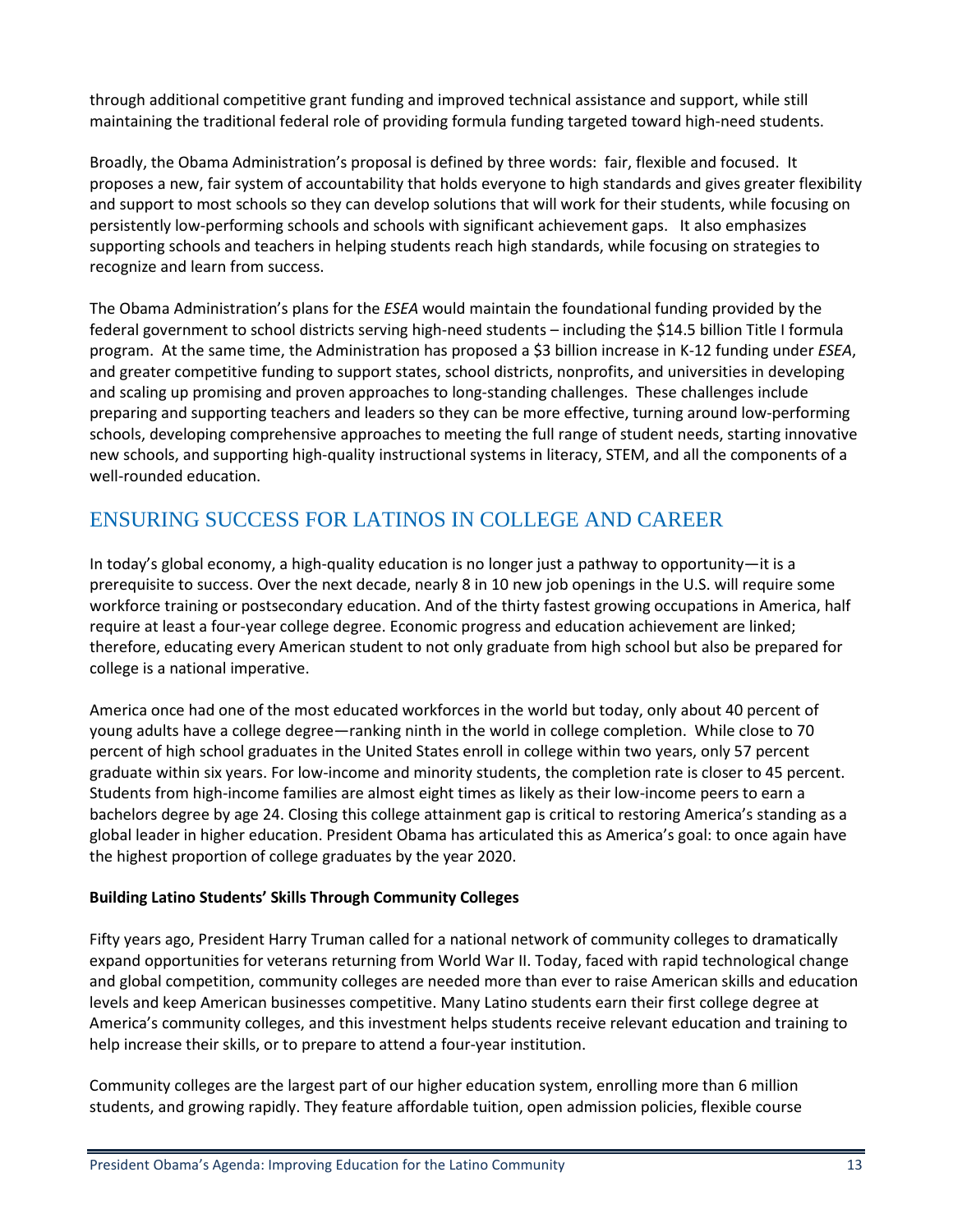through additional competitive grant funding and improved technical assistance and support, while still maintaining the traditional federal role of providing formula funding targeted toward high-need students.

Broadly, the Obama Administration's proposal is defined by three words: fair, flexible and focused. It proposes a new, fair system of accountability that holds everyone to high standards and gives greater flexibility and support to most schools so they can develop solutions that will work for their students, while focusing on persistently low-performing schools and schools with significant achievement gaps. It also emphasizes supporting schools and teachers in helping students reach high standards, while focusing on strategies to recognize and learn from success.

The Obama Administration's plans for the *ESEA* would maintain the foundational funding provided by the federal government to school districts serving high-need students – including the $14.5 billion Title I formula program. At the same time, the Administration has proposed a $3 billion increase in K-12 funding under *ESEA*, and greater competitive funding to support states, school districts, nonprofits, and universities in developing and scaling up promising and proven approaches to long-standing challenges. These challenges include preparing and supporting teachers and leaders so they can be more effective, turning around low-performing schools, developing comprehensive approaches to meeting the full range of student needs, starting innovative new schools, and supporting high-quality instructional systems in literacy, STEM, and all the components of a well-rounded education.

## ENSURING SUCCESS FOR LATINOS IN COLLEGE AND CAREER

In today's global economy, a high-quality education is no longer just a pathway to opportunity—it is a prerequisite to success. Over the next decade, nearly 8 in 10 new job openings in the U.S. will require some workforce training or postsecondary education. And of the thirty fastest growing occupations in America, half require at least a four-year college degree. Economic progress and education achievement are linked; therefore, educating every American student to not only graduate from high school but also be prepared for college is a national imperative.

America once had one of the most educated workforces in the world but today, only about 40 percent of young adults have a college degree—ranking ninth in the world in college completion. While close to 70 percent of high school graduates in the United States enroll in college within two years, only 57 percent graduate within six years. For low-income and minority students, the completion rate is closer to 45 percent. Students from high-income families are almost eight times as likely as their low-income peers to earn a bachelors degree by age 24. Closing this college attainment gap is critical to restoring America's standing as a global leader in higher education. President Obama has articulated this as America's goal: to once again have the highest proportion of college graduates by the year 2020.

**Building Latino Students' Skills Through Community Colleges**

Fifty years ago, President Harry Truman called for a national network of community colleges to dramatically expand opportunities for veterans returning from World War II. Today, faced with rapid technological change and global competition, community colleges are needed more than ever to raise American skills and education levels and keep American businesses competitive. Many Latino students earn their first college degree at America's community colleges, and this investment helps students receive relevant education and training to help increase their skills, or to prepare to attend a four-year institution.

Community colleges are the largest part of our higher education system, enrolling more than 6 million students, and growing rapidly. They feature affordable tuition, open admission policies, flexible course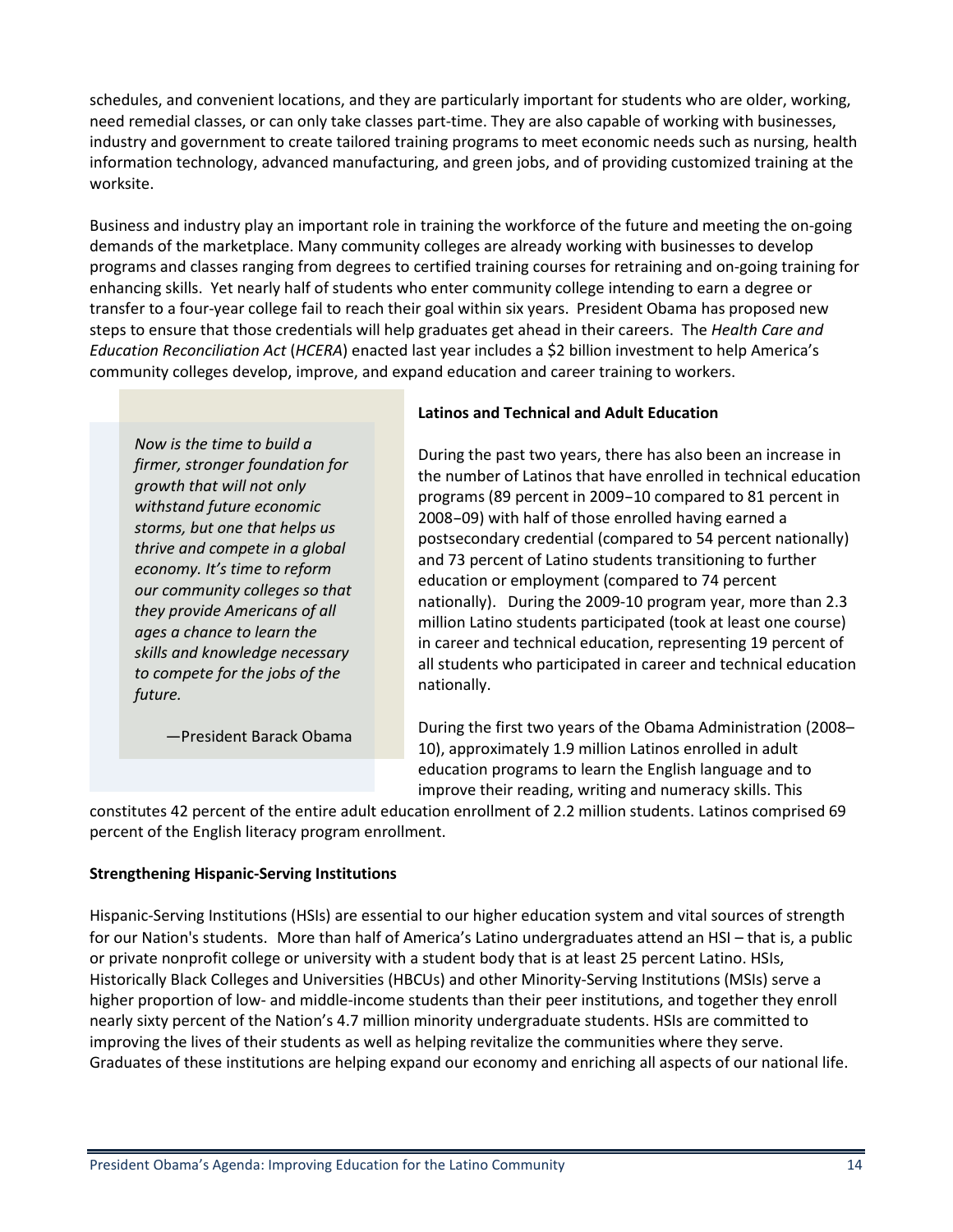schedules, and convenient locations, and they are particularly important for students who are older, working, need remedial classes, or can only take classes part-time. They are also capable of working with businesses, industry and government to create tailored training programs to meet economic needs such as nursing, health information technology, advanced manufacturing, and green jobs, and of providing customized training at the worksite.

Business and industry play an important role in training the workforce of the future and meeting the on-going demands of the marketplace. Many community colleges are already working with businesses to develop programs and classes ranging from degrees to certified training courses for retraining and on-going training for enhancing skills. Yet nearly half of students who enter community college intending to earn a degree or transfer to a four-year college fail to reach their goal within six years. President Obama has proposed new steps to ensure that those credentials will help graduates get ahead in their careers. The *Health Care and Education Reconciliation Act* (*HCERA*) enacted last year includes a $2 billion investment to help America's community colleges develop, improve, and expand education and career training to workers.

> *Now is the time to build a firmer, stronger foundation for growth that will not only withstand future economic storms, but one that helps us thrive and compete in a global economy. It's time to reform our community colleges so that they provide Americans of all ages a chance to learn the skills and knowledge necessary to compete for the jobs of the future.*
>
> —President Barack Obama

**Latinos and Technical and Adult Education**

During the past two years, there has also been an increase in the number of Latinos that have enrolled in technical education programs (89 percent in 2009−10 compared to 81 percent in 2008−09) with half of those enrolled having earned a postsecondary credential (compared to 54 percent nationally) and 73 percent of Latino students transitioning to further education or employment (compared to 74 percent nationally). During the 2009-10 program year, more than 2.3 million Latino students participated (took at least one course) in career and technical education, representing 19 percent of all students who participated in career and technical education nationally.

During the first two years of the Obama Administration (2008–10), approximately 1.9 million Latinos enrolled in adult education programs to learn the English language and to improve their reading, writing and numeracy skills. This constitutes 42 percent of the entire adult education enrollment of 2.2 million students. Latinos comprised 69 percent of the English literacy program enrollment.

**Strengthening Hispanic-Serving Institutions**

Hispanic-Serving Institutions (HSIs) are essential to our higher education system and vital sources of strength for our Nation's students. More than half of America's Latino undergraduates attend an HSI – that is, a public or private nonprofit college or university with a student body that is at least 25 percent Latino. HSIs, Historically Black Colleges and Universities (HBCUs) and other Minority-Serving Institutions (MSIs) serve a higher proportion of low- and middle-income students than their peer institutions, and together they enroll nearly sixty percent of the Nation's 4.7 million minority undergraduate students. HSIs are committed to improving the lives of their students as well as helping revitalize the communities where they serve. Graduates of these institutions are helping expand our economy and enriching all aspects of our national life.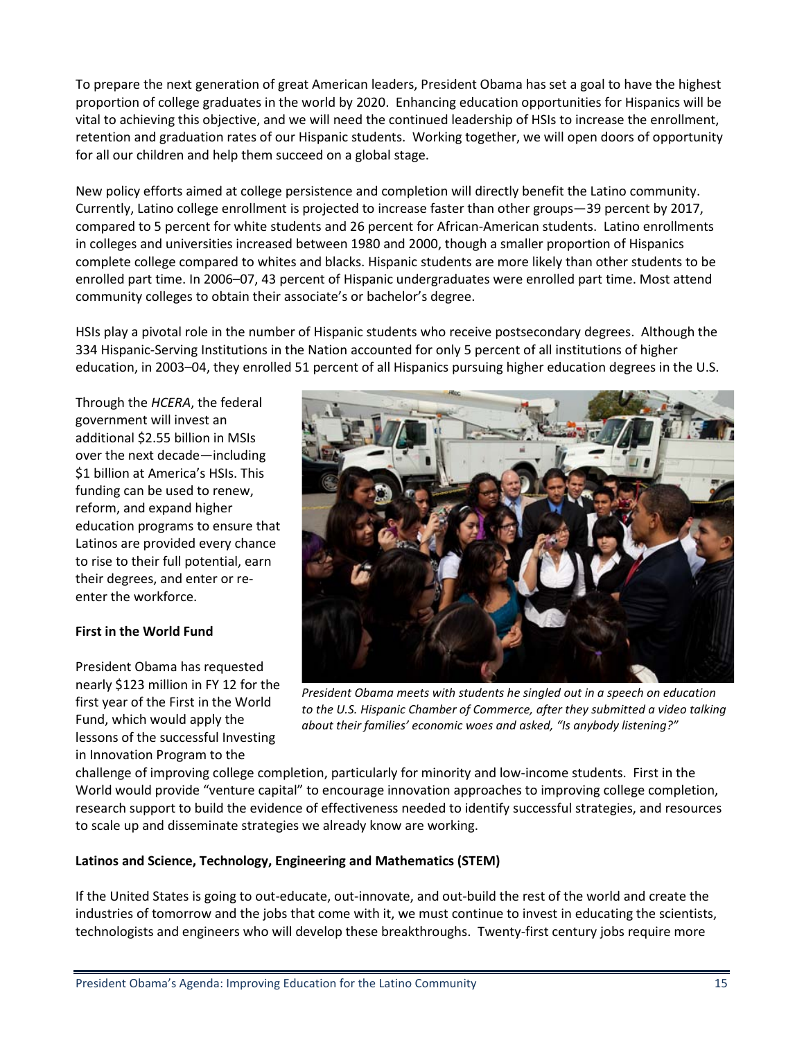To prepare the next generation of great American leaders, President Obama has set a goal to have the highest proportion of college graduates in the world by 2020. Enhancing education opportunities for Hispanics will be vital to achieving this objective, and we will need the continued leadership of HSIs to increase the enrollment, retention and graduation rates of our Hispanic students. Working together, we will open doors of opportunity for all our children and help them succeed on a global stage.

New policy efforts aimed at college persistence and completion will directly benefit the Latino community. Currently, Latino college enrollment is projected to increase faster than other groups—39 percent by 2017, compared to 5 percent for white students and 26 percent for African-American students. Latino enrollments in colleges and universities increased between 1980 and 2000, though a smaller proportion of Hispanics complete college compared to whites and blacks. Hispanic students are more likely than other students to be enrolled part time. In 2006–07, 43 percent of Hispanic undergraduates were enrolled part time. Most attend community colleges to obtain their associate's or bachelor's degree.

HSIs play a pivotal role in the number of Hispanic students who receive postsecondary degrees. Although the 334 Hispanic-Serving Institutions in the Nation accounted for only 5 percent of all institutions of higher education, in 2003–04, they enrolled 51 percent of all Hispanics pursuing higher education degrees in the U.S.

Through the *HCERA*, the federal government will invest an additional $2.55 billion in MSIs over the next decade—including $1 billion at America's HSIs. This funding can be used to renew, reform, and expand higher education programs to ensure that Latinos are provided every chance to rise to their full potential, earn their degrees, and enter or re-enter the workforce.

*President Obama meets with students he singled out in a speech on education to the U.S. Hispanic Chamber of Commerce, after they submitted a video talking about their families' economic woes and asked, "Is anybody listening?"*

**First in the World Fund**

President Obama has requested nearly $123 million in FY 12 for the first year of the First in the World Fund, which would apply the lessons of the successful Investing in Innovation Program to the challenge of improving college completion, particularly for minority and low-income students. First in the World would provide "venture capital" to encourage innovation approaches to improving college completion, research support to build the evidence of effectiveness needed to identify successful strategies, and resources to scale up and disseminate strategies we already know are working.

**Latinos and Science, Technology, Engineering and Mathematics (STEM)**

If the United States is going to out-educate, out-innovate, and out-build the rest of the world and create the industries of tomorrow and the jobs that come with it, we must continue to invest in educating the scientists, technologists and engineers who will develop these breakthroughs. Twenty-first century jobs require more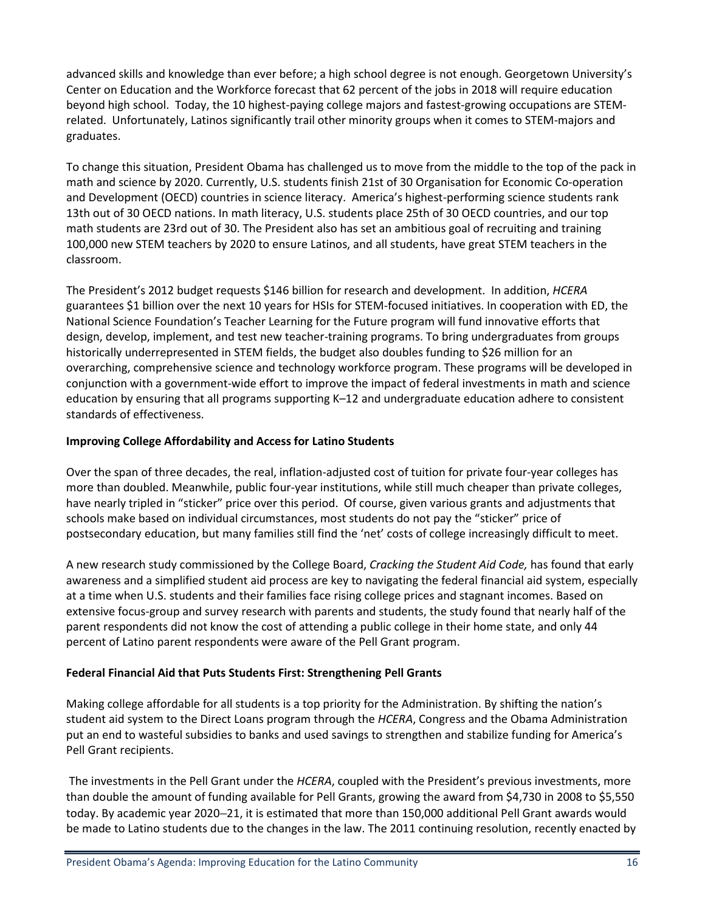advanced skills and knowledge than ever before; a high school degree is not enough. Georgetown University's Center on Education and the Workforce forecast that 62 percent of the jobs in 2018 will require education beyond high school. Today, the 10 highest-paying college majors and fastest-growing occupations are STEM-related. Unfortunately, Latinos significantly trail other minority groups when it comes to STEM-majors and graduates.

To change this situation, President Obama has challenged us to move from the middle to the top of the pack in math and science by 2020. Currently, U.S. students finish 21st of 30 Organisation for Economic Co-operation and Development (OECD) countries in science literacy. America's highest-performing science students rank 13th out of 30 OECD nations. In math literacy, U.S. students place 25th of 30 OECD countries, and our top math students are 23rd out of 30. The President also has set an ambitious goal of recruiting and training 100,000 new STEM teachers by 2020 to ensure Latinos, and all students, have great STEM teachers in the classroom.

The President's 2012 budget requests $146 billion for research and development. In addition, *HCERA* guarantees $1 billion over the next 10 years for HSIs for STEM-focused initiatives. In cooperation with ED, the National Science Foundation's Teacher Learning for the Future program will fund innovative efforts that design, develop, implement, and test new teacher-training programs. To bring undergraduates from groups historically underrepresented in STEM fields, the budget also doubles funding to $26 million for an overarching, comprehensive science and technology workforce program. These programs will be developed in conjunction with a government-wide effort to improve the impact of federal investments in math and science education by ensuring that all programs supporting K–12 and undergraduate education adhere to consistent standards of effectiveness.

**Improving College Affordability and Access for Latino Students**

Over the span of three decades, the real, inflation-adjusted cost of tuition for private four-year colleges has more than doubled. Meanwhile, public four-year institutions, while still much cheaper than private colleges, have nearly tripled in "sticker" price over this period. Of course, given various grants and adjustments that schools make based on individual circumstances, most students do not pay the "sticker" price of postsecondary education, but many families still find the 'net' costs of college increasingly difficult to meet.

A new research study commissioned by the College Board, *Cracking the Student Aid Code,* has found that early awareness and a simplified student aid process are key to navigating the federal financial aid system, especially at a time when U.S. students and their families face rising college prices and stagnant incomes. Based on extensive focus-group and survey research with parents and students, the study found that nearly half of the parent respondents did not know the cost of attending a public college in their home state, and only 44 percent of Latino parent respondents were aware of the Pell Grant program.

**Federal Financial Aid that Puts Students First: Strengthening Pell Grants**

Making college affordable for all students is a top priority for the Administration. By shifting the nation's student aid system to the Direct Loans program through the *HCERA*, Congress and the Obama Administration put an end to wasteful subsidies to banks and used savings to strengthen and stabilize funding for America's Pell Grant recipients.

The investments in the Pell Grant under the *HCERA*, coupled with the President's previous investments, more than double the amount of funding available for Pell Grants, growing the award from $4,730 in 2008 to $5,550 today. By academic year 2020–21, it is estimated that more than 150,000 additional Pell Grant awards would be made to Latino students due to the changes in the law. The 2011 continuing resolution, recently enacted by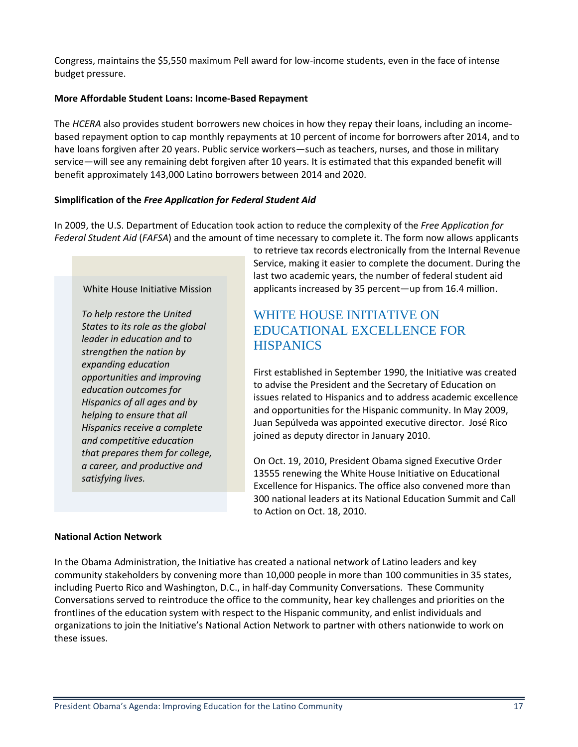Congress, maintains the $5,550 maximum Pell award for low-income students, even in the face of intense budget pressure.

**More Affordable Student Loans: Income-Based Repayment**

The *HCERA* also provides student borrowers new choices in how they repay their loans, including an income-based repayment option to cap monthly repayments at 10 percent of income for borrowers after 2014, and to have loans forgiven after 20 years. Public service workers—such as teachers, nurses, and those in military service—will see any remaining debt forgiven after 10 years. It is estimated that this expanded benefit will benefit approximately 143,000 Latino borrowers between 2014 and 2020.

**Simplification of the *Free Application for Federal Student Aid***

In 2009, the U.S. Department of Education took action to reduce the complexity of the *Free Application for Federal Student Aid* (*FAFSA*) and the amount of time necessary to complete it. The form now allows applicants to retrieve tax records electronically from the Internal Revenue Service, making it easier to complete the document. During the last two academic years, the number of federal student aid applicants increased by 35 percent—up from 16.4 million.

> White House Initiative Mission
>
> *To help restore the United States to its role as the global leader in education and to strengthen the nation by expanding education opportunities and improving education outcomes for Hispanics of all ages and by helping to ensure that all Hispanics receive a complete and competitive education that prepares them for college, a career, and productive and satisfying lives.*

## WHITE HOUSE INITIATIVE ON EDUCATIONAL EXCELLENCE FOR HISPANICS

First established in September 1990, the Initiative was created to advise the President and the Secretary of Education on issues related to Hispanics and to address academic excellence and opportunities for the Hispanic community. In May 2009, Juan Sepúlveda was appointed executive director. José Rico joined as deputy director in January 2010.

On Oct. 19, 2010, President Obama signed Executive Order 13555 renewing the White House Initiative on Educational Excellence for Hispanics. The office also convened more than 300 national leaders at its National Education Summit and Call to Action on Oct. 18, 2010.

**National Action Network**

In the Obama Administration, the Initiative has created a national network of Latino leaders and key community stakeholders by convening more than 10,000 people in more than 100 communities in 35 states, including Puerto Rico and Washington, D.C., in half-day Community Conversations. These Community Conversations served to reintroduce the office to the community, hear key challenges and priorities on the frontlines of the education system with respect to the Hispanic community, and enlist individuals and organizations to join the Initiative's National Action Network to partner with others nationwide to work on these issues.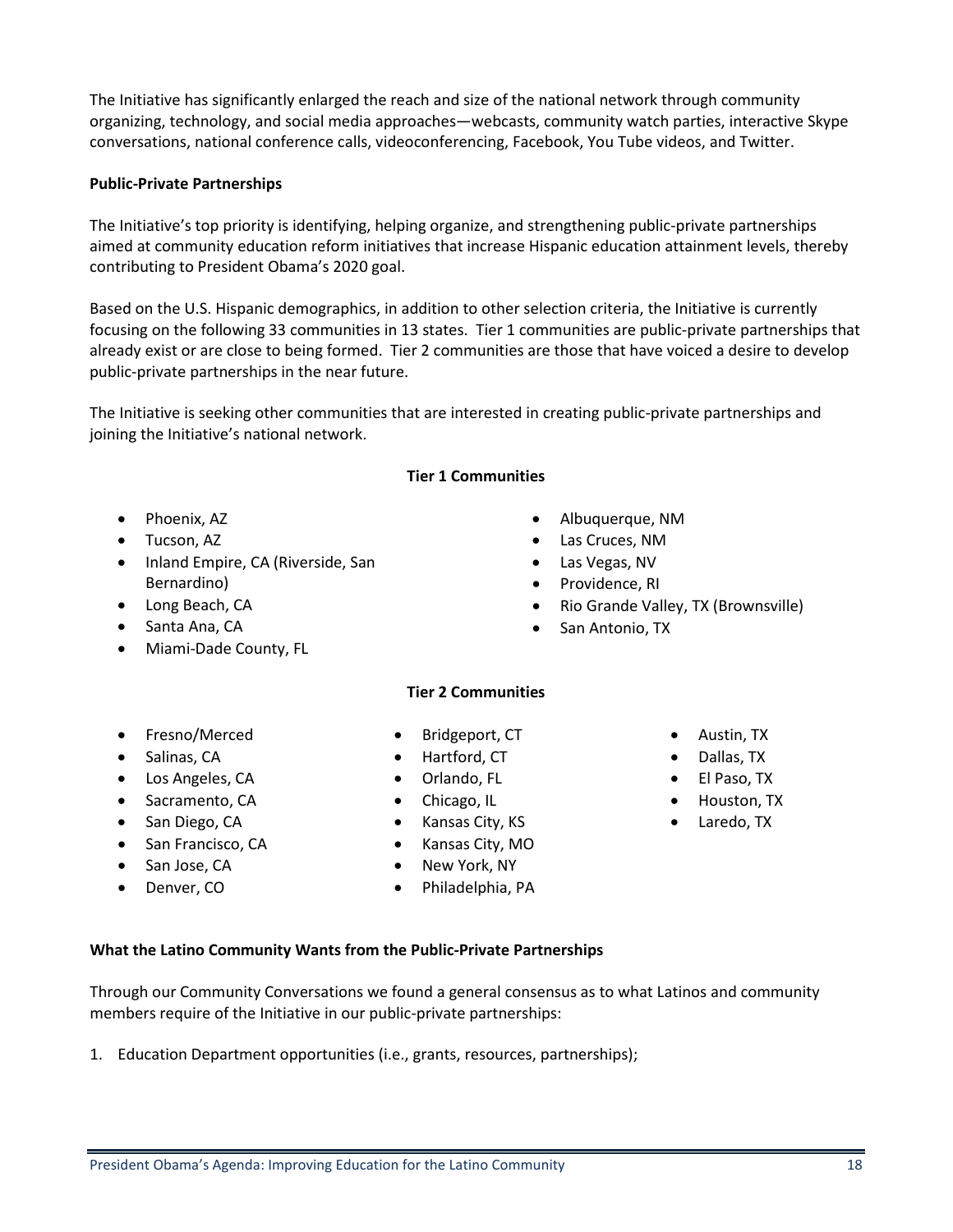The Initiative has significantly enlarged the reach and size of the national network through community organizing, technology, and social media approaches—webcasts, community watch parties, interactive Skype conversations, national conference calls, videoconferencing, Facebook, You Tube videos, and Twitter.

**Public-Private Partnerships**

The Initiative's top priority is identifying, helping organize, and strengthening public-private partnerships aimed at community education reform initiatives that increase Hispanic education attainment levels, thereby contributing to President Obama's 2020 goal.

Based on the U.S. Hispanic demographics, in addition to other selection criteria, the Initiative is currently focusing on the following 33 communities in 13 states. Tier 1 communities are public-private partnerships that already exist or are close to being formed. Tier 2 communities are those that have voiced a desire to develop public-private partnerships in the near future.

The Initiative is seeking other communities that are interested in creating public-private partnerships and joining the Initiative's national network.

**Tier 1 Communities**

- Phoenix, AZ
- Tucson, AZ
- Inland Empire, CA (Riverside, San Bernardino)
- Long Beach, CA
- Santa Ana, CA
- Miami-Dade County, FL
- Albuquerque, NM
- Las Cruces, NM
- Las Vegas, NV
- Providence, RI
- Rio Grande Valley, TX (Brownsville)
- San Antonio, TX

**Tier 2 Communities**

- Fresno/Merced
- Salinas, CA
- Los Angeles, CA
- Sacramento, CA
- San Diego, CA
- San Francisco, CA
- San Jose, CA
- Denver, CO
- Bridgeport, CT
- Hartford, CT
- Orlando, FL
- Chicago, IL
- Kansas City, KS
- Kansas City, MO
- New York, NY
- Philadelphia, PA
- Austin, TX
- Dallas, TX
- El Paso, TX
- Houston, TX
- Laredo, TX

**What the Latino Community Wants from the Public-Private Partnerships**

Through our Community Conversations we found a general consensus as to what Latinos and community members require of the Initiative in our public-private partnerships:

1. Education Department opportunities (i.e., grants, resources, partnerships);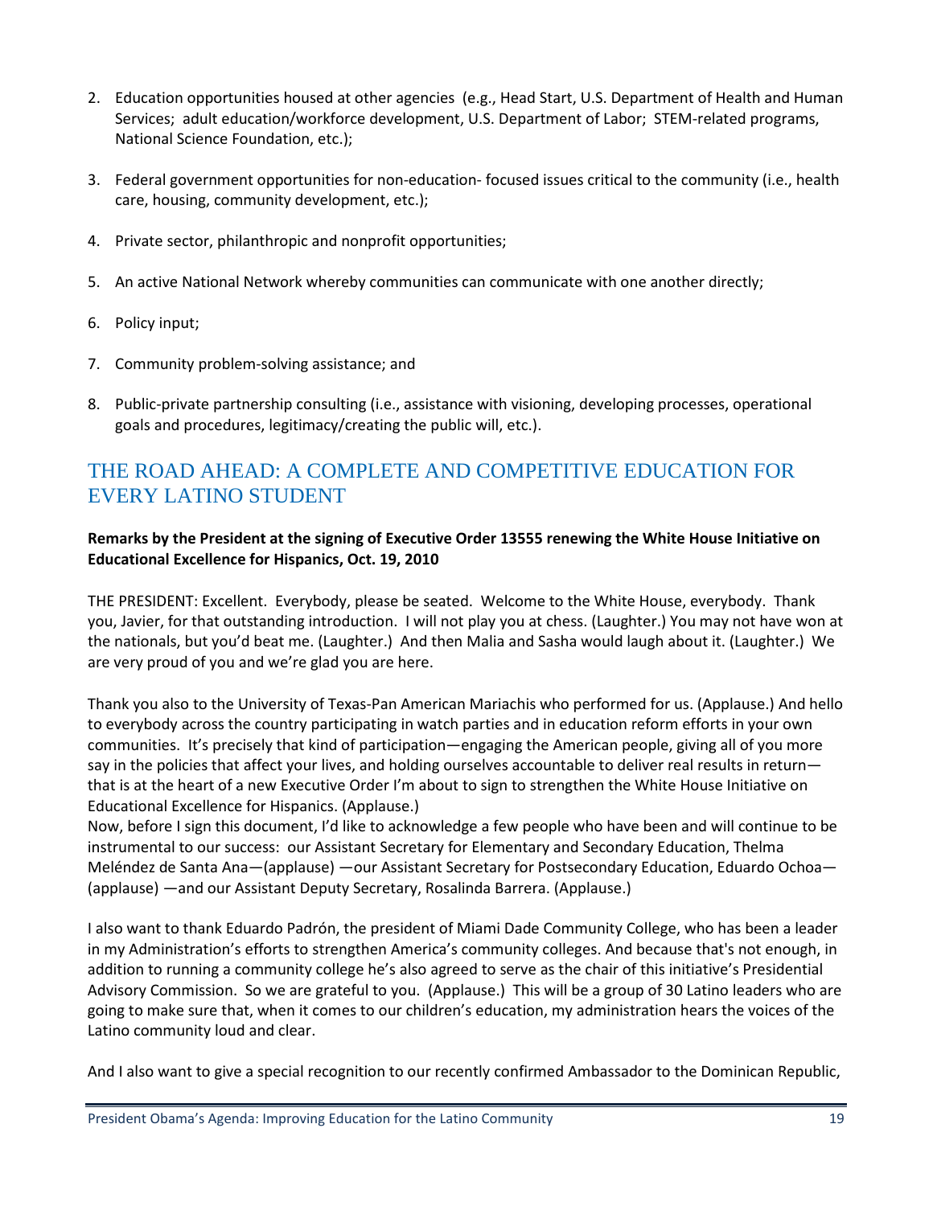2. Education opportunities housed at other agencies (e.g., Head Start, U.S. Department of Health and Human Services; adult education/workforce development, U.S. Department of Labor; STEM-related programs, National Science Foundation, etc.);

3. Federal government opportunities for non-education- focused issues critical to the community (i.e., health care, housing, community development, etc.);

4. Private sector, philanthropic and nonprofit opportunities;

5. An active National Network whereby communities can communicate with one another directly;

6. Policy input;

7. Community problem-solving assistance; and

8. Public-private partnership consulting (i.e., assistance with visioning, developing processes, operational goals and procedures, legitimacy/creating the public will, etc.).

## THE ROAD AHEAD: A COMPLETE AND COMPETITIVE EDUCATION FOR EVERY LATINO STUDENT

**Remarks by the President at the signing of Executive Order 13555 renewing the White House Initiative on Educational Excellence for Hispanics, Oct. 19, 2010**

THE PRESIDENT: Excellent. Everybody, please be seated. Welcome to the White House, everybody. Thank you, Javier, for that outstanding introduction. I will not play you at chess. (Laughter.) You may not have won at the nationals, but you'd beat me. (Laughter.) And then Malia and Sasha would laugh about it. (Laughter.) We are very proud of you and we're glad you are here.

Thank you also to the University of Texas-Pan American Mariachis who performed for us. (Applause.) And hello to everybody across the country participating in watch parties and in education reform efforts in your own communities. It's precisely that kind of participation—engaging the American people, giving all of you more say in the policies that affect your lives, and holding ourselves accountable to deliver real results in return—that is at the heart of a new Executive Order I'm about to sign to strengthen the White House Initiative on Educational Excellence for Hispanics. (Applause.)
Now, before I sign this document, I'd like to acknowledge a few people who have been and will continue to be instrumental to our success: our Assistant Secretary for Elementary and Secondary Education, Thelma Meléndez de Santa Ana—(applause) —our Assistant Secretary for Postsecondary Education, Eduardo Ochoa—(applause) —and our Assistant Deputy Secretary, Rosalinda Barrera. (Applause.)

I also want to thank Eduardo Padrón, the president of Miami Dade Community College, who has been a leader in my Administration's efforts to strengthen America's community colleges. And because that's not enough, in addition to running a community college he's also agreed to serve as the chair of this initiative's Presidential Advisory Commission. So we are grateful to you. (Applause.) This will be a group of 30 Latino leaders who are going to make sure that, when it comes to our children's education, my administration hears the voices of the Latino community loud and clear.

And I also want to give a special recognition to our recently confirmed Ambassador to the Dominican Republic,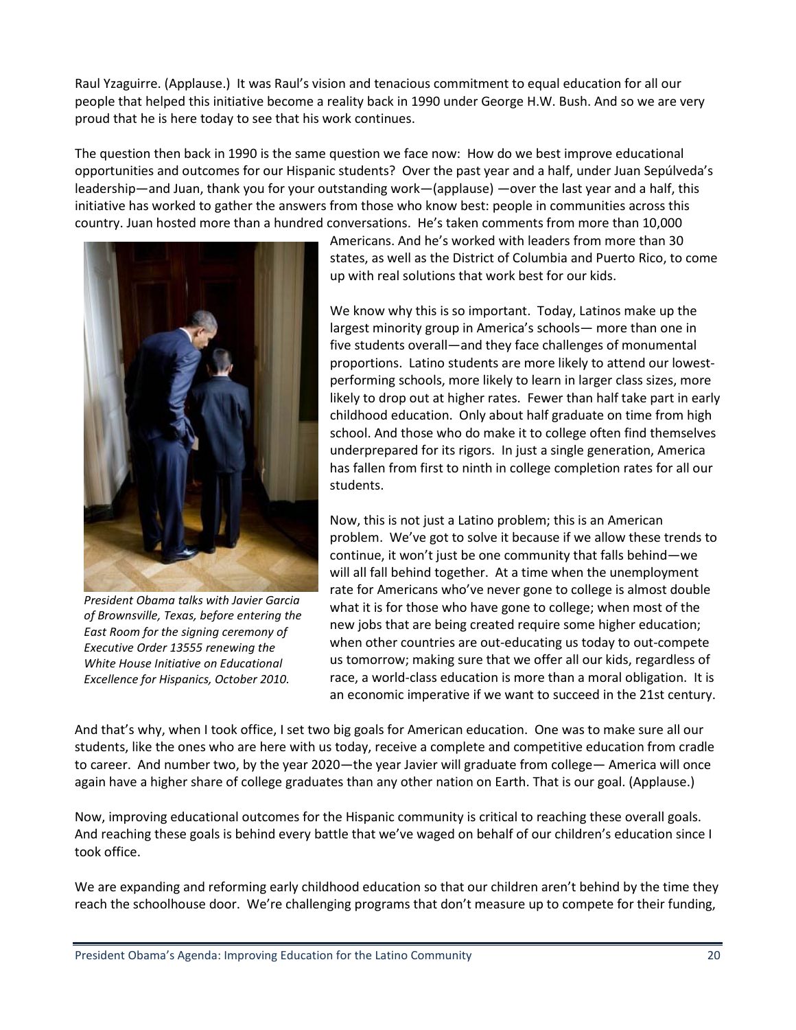Raul Yzaguirre. (Applause.) It was Raul's vision and tenacious commitment to equal education for all our people that helped this initiative become a reality back in 1990 under George H.W. Bush. And so we are very proud that he is here today to see that his work continues.

The question then back in 1990 is the same question we face now: How do we best improve educational opportunities and outcomes for our Hispanic students? Over the past year and a half, under Juan Sepúlveda's leadership—and Juan, thank you for your outstanding work—(applause) —over the last year and a half, this initiative has worked to gather the answers from those who know best: people in communities across this country. Juan hosted more than a hundred conversations. He's taken comments from more than 10,000 Americans. And he's worked with leaders from more than 30 states, as well as the District of Columbia and Puerto Rico, to come up with real solutions that work best for our kids.

*President Obama talks with Javier Garcia of Brownsville, Texas, before entering the East Room for the signing ceremony of Executive Order 13555 renewing the White House Initiative on Educational Excellence for Hispanics, October 2010.*

We know why this is so important. Today, Latinos make up the largest minority group in America's schools— more than one in five students overall—and they face challenges of monumental proportions. Latino students are more likely to attend our lowest-performing schools, more likely to learn in larger class sizes, more likely to drop out at higher rates. Fewer than half take part in early childhood education. Only about half graduate on time from high school. And those who do make it to college often find themselves underprepared for its rigors. In just a single generation, America has fallen from first to ninth in college completion rates for all our students.

Now, this is not just a Latino problem; this is an American problem. We've got to solve it because if we allow these trends to continue, it won't just be one community that falls behind—we will all fall behind together. At a time when the unemployment rate for Americans who've never gone to college is almost double what it is for those who have gone to college; when most of the new jobs that are being created require some higher education; when other countries are out-educating us today to out-compete us tomorrow; making sure that we offer all our kids, regardless of race, a world-class education is more than a moral obligation. It is an economic imperative if we want to succeed in the 21st century.

And that's why, when I took office, I set two big goals for American education. One was to make sure all our students, like the ones who are here with us today, receive a complete and competitive education from cradle to career. And number two, by the year 2020—the year Javier will graduate from college— America will once again have a higher share of college graduates than any other nation on Earth. That is our goal. (Applause.)

Now, improving educational outcomes for the Hispanic community is critical to reaching these overall goals. And reaching these goals is behind every battle that we've waged on behalf of our children's education since I took office.

We are expanding and reforming early childhood education so that our children aren't behind by the time they reach the schoolhouse door. We're challenging programs that don't measure up to compete for their funding,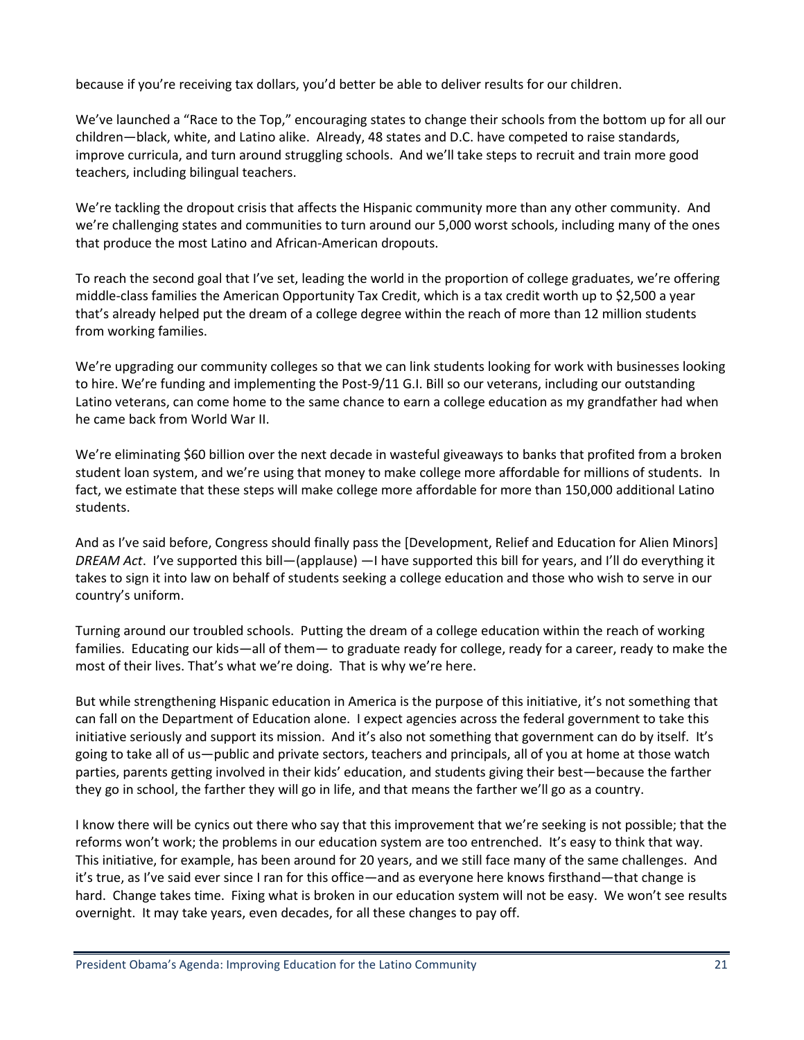because if you're receiving tax dollars, you'd better be able to deliver results for our children.

We've launched a "Race to the Top," encouraging states to change their schools from the bottom up for all our children—black, white, and Latino alike. Already, 48 states and D.C. have competed to raise standards, improve curricula, and turn around struggling schools. And we'll take steps to recruit and train more good teachers, including bilingual teachers.

We're tackling the dropout crisis that affects the Hispanic community more than any other community. And we're challenging states and communities to turn around our 5,000 worst schools, including many of the ones that produce the most Latino and African-American dropouts.

To reach the second goal that I've set, leading the world in the proportion of college graduates, we're offering middle-class families the American Opportunity Tax Credit, which is a tax credit worth up to $2,500 a year that's already helped put the dream of a college degree within the reach of more than 12 million students from working families.

We're upgrading our community colleges so that we can link students looking for work with businesses looking to hire. We're funding and implementing the Post-9/11 G.I. Bill so our veterans, including our outstanding Latino veterans, can come home to the same chance to earn a college education as my grandfather had when he came back from World War II.

We're eliminating $60 billion over the next decade in wasteful giveaways to banks that profited from a broken student loan system, and we're using that money to make college more affordable for millions of students. In fact, we estimate that these steps will make college more affordable for more than 150,000 additional Latino students.

And as I've said before, Congress should finally pass the [Development, Relief and Education for Alien Minors] *DREAM Act*. I've supported this bill—(applause) —I have supported this bill for years, and I'll do everything it takes to sign it into law on behalf of students seeking a college education and those who wish to serve in our country's uniform.

Turning around our troubled schools. Putting the dream of a college education within the reach of working families. Educating our kids—all of them— to graduate ready for college, ready for a career, ready to make the most of their lives. That's what we're doing. That is why we're here.

But while strengthening Hispanic education in America is the purpose of this initiative, it's not something that can fall on the Department of Education alone. I expect agencies across the federal government to take this initiative seriously and support its mission. And it's also not something that government can do by itself. It's going to take all of us—public and private sectors, teachers and principals, all of you at home at those watch parties, parents getting involved in their kids' education, and students giving their best—because the farther they go in school, the farther they will go in life, and that means the farther we'll go as a country.

I know there will be cynics out there who say that this improvement that we're seeking is not possible; that the reforms won't work; the problems in our education system are too entrenched. It's easy to think that way. This initiative, for example, has been around for 20 years, and we still face many of the same challenges. And it's true, as I've said ever since I ran for this office—and as everyone here knows firsthand—that change is hard. Change takes time. Fixing what is broken in our education system will not be easy. We won't see results overnight. It may take years, even decades, for all these changes to pay off.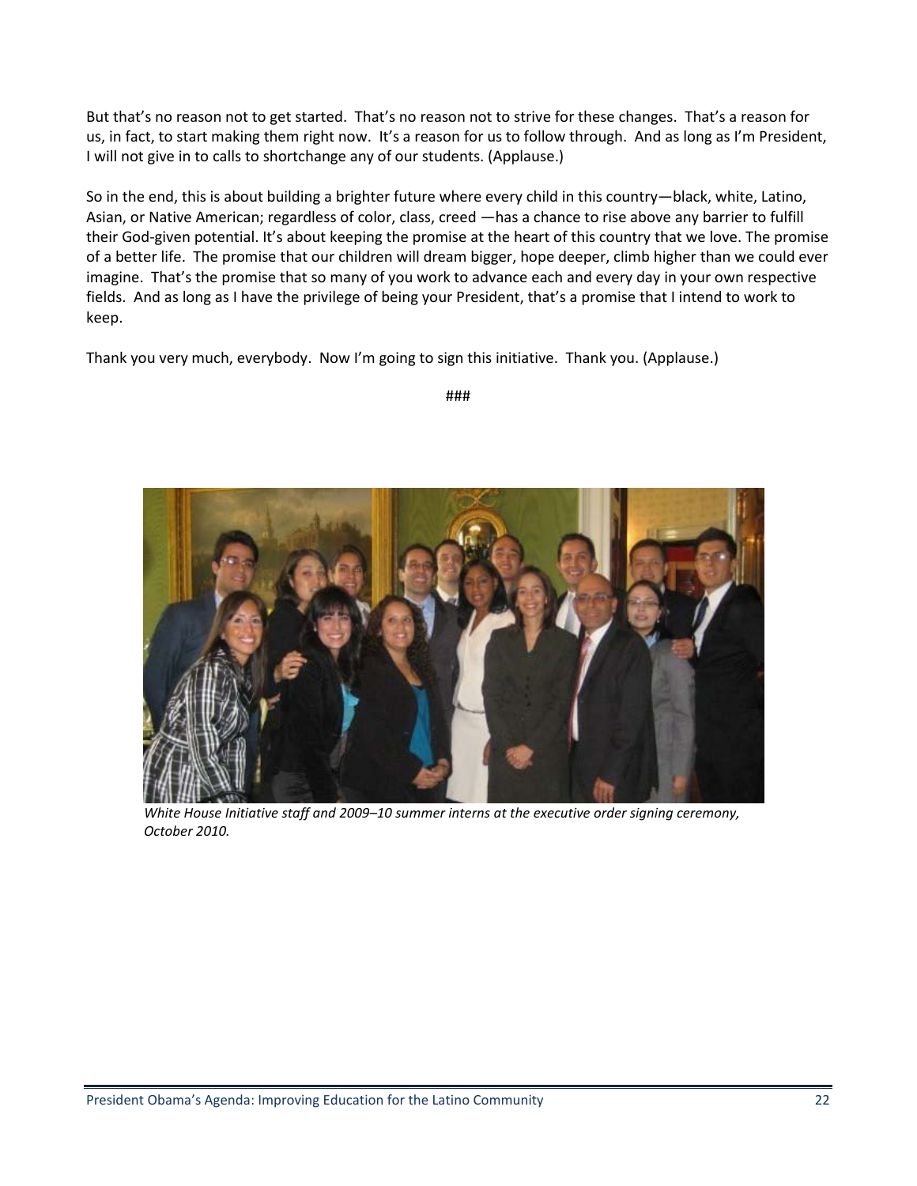But that's no reason not to get started. That's no reason not to strive for these changes. That's a reason for us, in fact, to start making them right now. It's a reason for us to follow through. And as long as I'm President, I will not give in to calls to shortchange any of our students. (Applause.)

So in the end, this is about building a brighter future where every child in this country—black, white, Latino, Asian, or Native American; regardless of color, class, creed —has a chance to rise above any barrier to fulfill their God-given potential. It's about keeping the promise at the heart of this country that we love. The promise of a better life. The promise that our children will dream bigger, hope deeper, climb higher than we could ever imagine. That's the promise that so many of you work to advance each and every day in your own respective fields. And as long as I have the privilege of being your President, that's a promise that I intend to work to keep.

Thank you very much, everybody. Now I'm going to sign this initiative. Thank you. (Applause.)

###

*White House Initiative staff and 2009–10 summer interns at the executive order signing ceremony, October 2010.*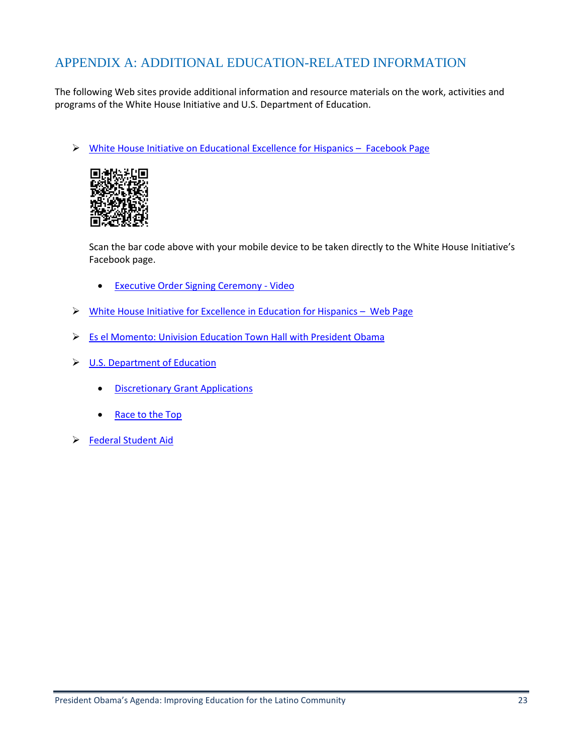# APPENDIX A: ADDITIONAL EDUCATION-RELATED INFORMATION

The following Web sites provide additional information and resource materials on the work, activities and programs of the White House Initiative and U.S. Department of Education.

- White House Initiative on Educational Excellence for Hispanics – Facebook Page

  Scan the bar code above with your mobile device to be taken directly to the White House Initiative's Facebook page.

  - Executive Order Signing Ceremony - Video

- White House Initiative for Excellence in Education for Hispanics – Web Page
- Es el Momento: Univision Education Town Hall with President Obama
- U.S. Department of Education
  - Discretionary Grant Applications
  - Race to the Top
- Federal Student Aid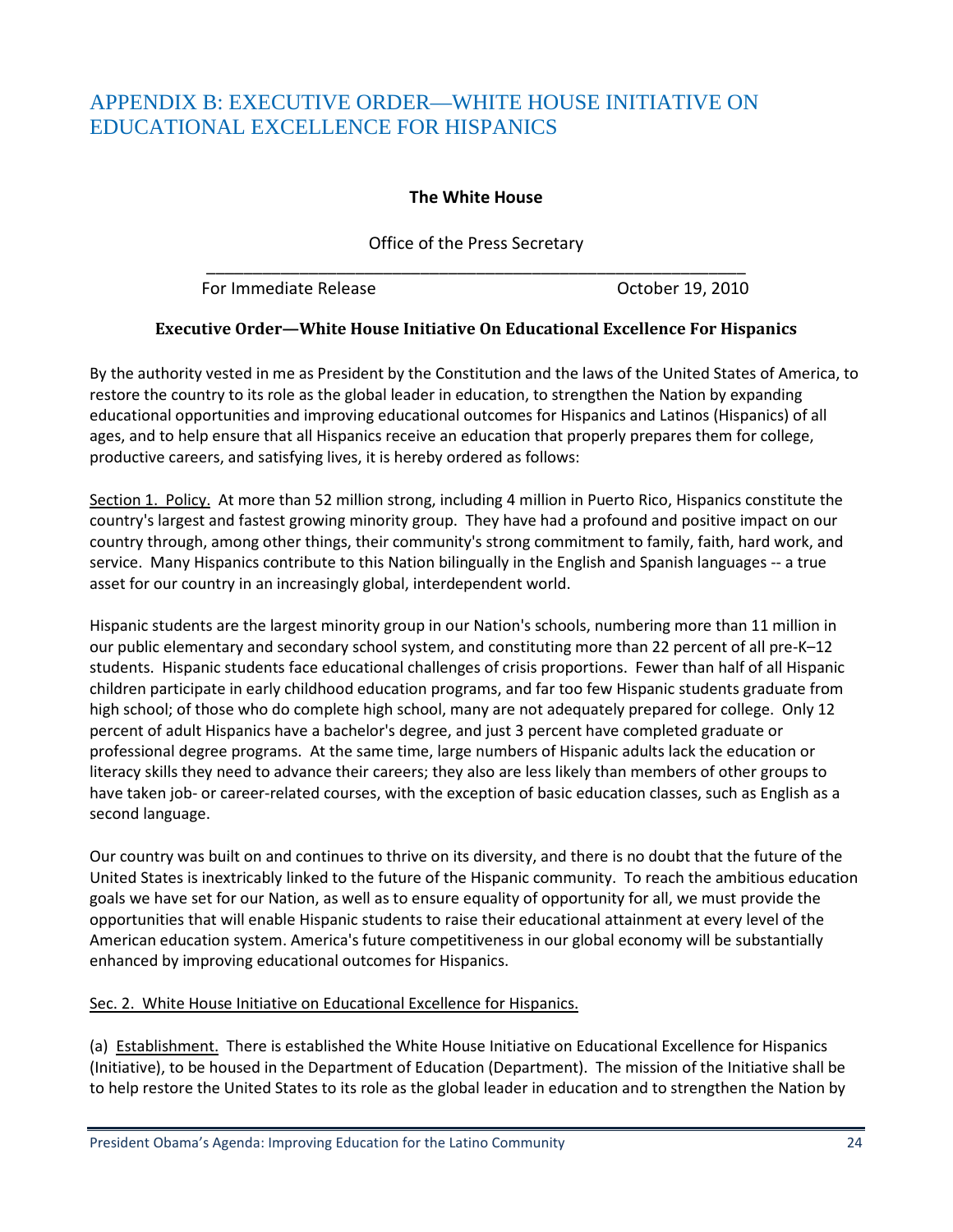# APPENDIX B: EXECUTIVE ORDER—WHITE HOUSE INITIATIVE ON EDUCATIONAL EXCELLENCE FOR HISPANICS

**The White House**

Office of the Press Secretary

---

For Immediate Release October 19, 2010

**Executive Order—White House Initiative On Educational Excellence For Hispanics**

By the authority vested in me as President by the Constitution and the laws of the United States of America, to restore the country to its role as the global leader in education, to strengthen the Nation by expanding educational opportunities and improving educational outcomes for Hispanics and Latinos (Hispanics) of all ages, and to help ensure that all Hispanics receive an education that properly prepares them for college, productive careers, and satisfying lives, it is hereby ordered as follows:

Section 1. Policy. At more than 52 million strong, including 4 million in Puerto Rico, Hispanics constitute the country's largest and fastest growing minority group. They have had a profound and positive impact on our country through, among other things, their community's strong commitment to family, faith, hard work, and service. Many Hispanics contribute to this Nation bilingually in the English and Spanish languages -- a true asset for our country in an increasingly global, interdependent world.

Hispanic students are the largest minority group in our Nation's schools, numbering more than 11 million in our public elementary and secondary school system, and constituting more than 22 percent of all pre-K–12 students. Hispanic students face educational challenges of crisis proportions. Fewer than half of all Hispanic children participate in early childhood education programs, and far too few Hispanic students graduate from high school; of those who do complete high school, many are not adequately prepared for college. Only 12 percent of adult Hispanics have a bachelor's degree, and just 3 percent have completed graduate or professional degree programs. At the same time, large numbers of Hispanic adults lack the education or literacy skills they need to advance their careers; they also are less likely than members of other groups to have taken job- or career-related courses, with the exception of basic education classes, such as English as a second language.

Our country was built on and continues to thrive on its diversity, and there is no doubt that the future of the United States is inextricably linked to the future of the Hispanic community. To reach the ambitious education goals we have set for our Nation, as well as to ensure equality of opportunity for all, we must provide the opportunities that will enable Hispanic students to raise their educational attainment at every level of the American education system. America's future competitiveness in our global economy will be substantially enhanced by improving educational outcomes for Hispanics.

Sec. 2. White House Initiative on Educational Excellence for Hispanics.

(a) Establishment. There is established the White House Initiative on Educational Excellence for Hispanics (Initiative), to be housed in the Department of Education (Department). The mission of the Initiative shall be to help restore the United States to its role as the global leader in education and to strengthen the Nation by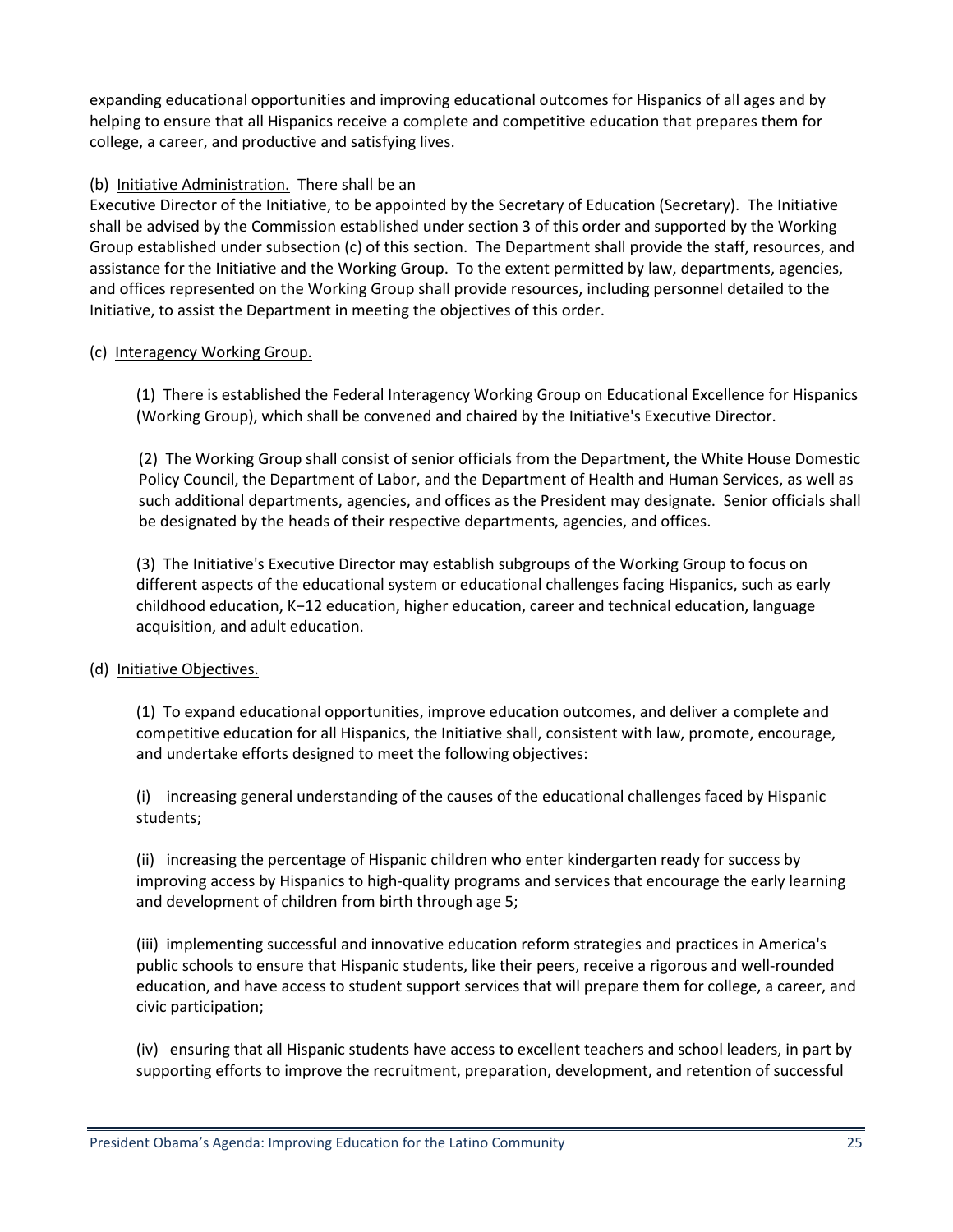expanding educational opportunities and improving educational outcomes for Hispanics of all ages and by helping to ensure that all Hispanics receive a complete and competitive education that prepares them for college, a career, and productive and satisfying lives.

(b) Initiative Administration. There shall be an Executive Director of the Initiative, to be appointed by the Secretary of Education (Secretary). The Initiative shall be advised by the Commission established under section 3 of this order and supported by the Working Group established under subsection (c) of this section. The Department shall provide the staff, resources, and assistance for the Initiative and the Working Group. To the extent permitted by law, departments, agencies, and offices represented on the Working Group shall provide resources, including personnel detailed to the Initiative, to assist the Department in meeting the objectives of this order.

(c) Interagency Working Group.

(1) There is established the Federal Interagency Working Group on Educational Excellence for Hispanics (Working Group), which shall be convened and chaired by the Initiative's Executive Director.

(2) The Working Group shall consist of senior officials from the Department, the White House Domestic Policy Council, the Department of Labor, and the Department of Health and Human Services, as well as such additional departments, agencies, and offices as the President may designate. Senior officials shall be designated by the heads of their respective departments, agencies, and offices.

(3) The Initiative's Executive Director may establish subgroups of the Working Group to focus on different aspects of the educational system or educational challenges facing Hispanics, such as early childhood education, K−12 education, higher education, career and technical education, language acquisition, and adult education.

(d) Initiative Objectives.

(1) To expand educational opportunities, improve education outcomes, and deliver a complete and competitive education for all Hispanics, the Initiative shall, consistent with law, promote, encourage, and undertake efforts designed to meet the following objectives:

(i) increasing general understanding of the causes of the educational challenges faced by Hispanic students;

(ii) increasing the percentage of Hispanic children who enter kindergarten ready for success by improving access by Hispanics to high-quality programs and services that encourage the early learning and development of children from birth through age 5;

(iii) implementing successful and innovative education reform strategies and practices in America's public schools to ensure that Hispanic students, like their peers, receive a rigorous and well-rounded education, and have access to student support services that will prepare them for college, a career, and civic participation;

(iv) ensuring that all Hispanic students have access to excellent teachers and school leaders, in part by supporting efforts to improve the recruitment, preparation, development, and retention of successful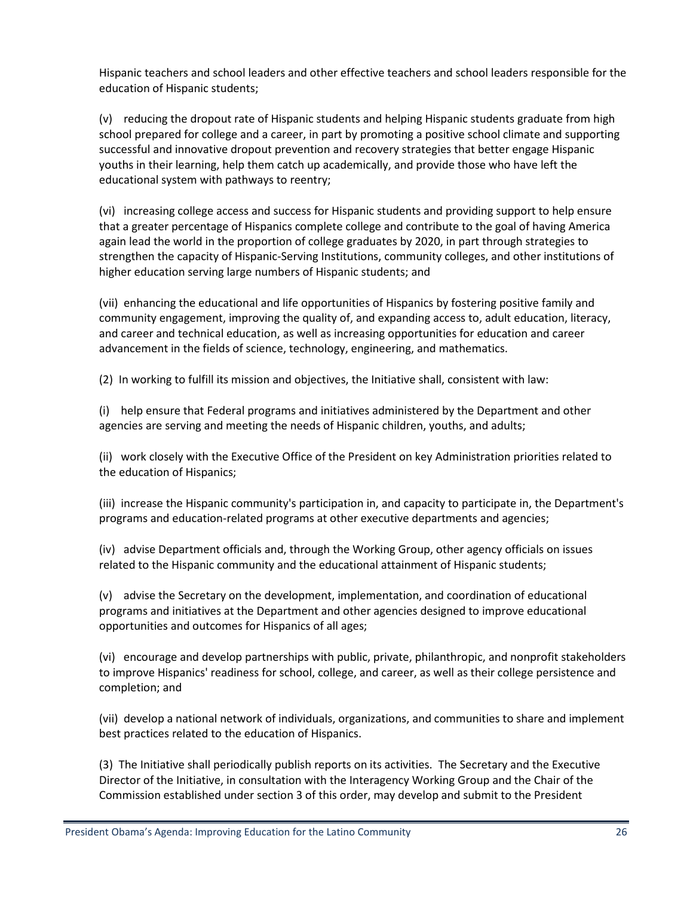Hispanic teachers and school leaders and other effective teachers and school leaders responsible for the education of Hispanic students;

(v) reducing the dropout rate of Hispanic students and helping Hispanic students graduate from high school prepared for college and a career, in part by promoting a positive school climate and supporting successful and innovative dropout prevention and recovery strategies that better engage Hispanic youths in their learning, help them catch up academically, and provide those who have left the educational system with pathways to reentry;

(vi) increasing college access and success for Hispanic students and providing support to help ensure that a greater percentage of Hispanics complete college and contribute to the goal of having America again lead the world in the proportion of college graduates by 2020, in part through strategies to strengthen the capacity of Hispanic-Serving Institutions, community colleges, and other institutions of higher education serving large numbers of Hispanic students; and

(vii) enhancing the educational and life opportunities of Hispanics by fostering positive family and community engagement, improving the quality of, and expanding access to, adult education, literacy, and career and technical education, as well as increasing opportunities for education and career advancement in the fields of science, technology, engineering, and mathematics.

(2) In working to fulfill its mission and objectives, the Initiative shall, consistent with law:

(i) help ensure that Federal programs and initiatives administered by the Department and other agencies are serving and meeting the needs of Hispanic children, youths, and adults;

(ii) work closely with the Executive Office of the President on key Administration priorities related to the education of Hispanics;

(iii) increase the Hispanic community's participation in, and capacity to participate in, the Department's programs and education-related programs at other executive departments and agencies;

(iv) advise Department officials and, through the Working Group, other agency officials on issues related to the Hispanic community and the educational attainment of Hispanic students;

(v) advise the Secretary on the development, implementation, and coordination of educational programs and initiatives at the Department and other agencies designed to improve educational opportunities and outcomes for Hispanics of all ages;

(vi) encourage and develop partnerships with public, private, philanthropic, and nonprofit stakeholders to improve Hispanics' readiness for school, college, and career, as well as their college persistence and completion; and

(vii) develop a national network of individuals, organizations, and communities to share and implement best practices related to the education of Hispanics.

(3) The Initiative shall periodically publish reports on its activities. The Secretary and the Executive Director of the Initiative, in consultation with the Interagency Working Group and the Chair of the Commission established under section 3 of this order, may develop and submit to the President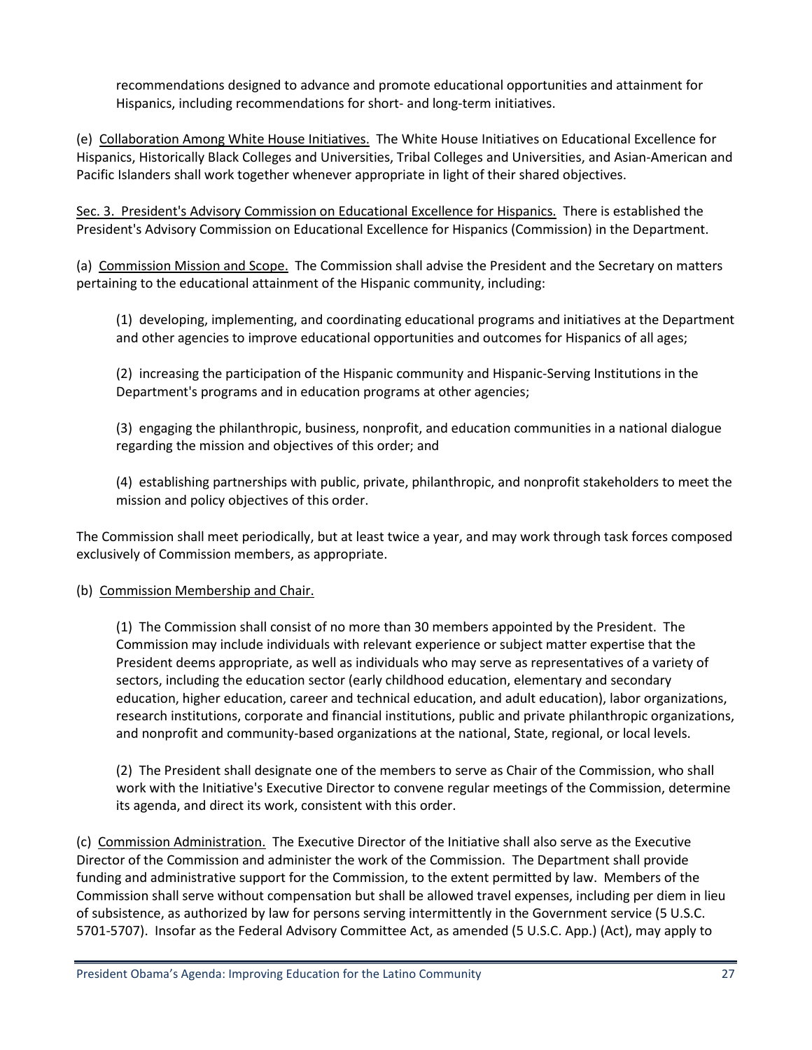recommendations designed to advance and promote educational opportunities and attainment for Hispanics, including recommendations for short- and long-term initiatives.

(e) <u>Collaboration Among White House Initiatives.</u> The White House Initiatives on Educational Excellence for Hispanics, Historically Black Colleges and Universities, Tribal Colleges and Universities, and Asian-American and Pacific Islanders shall work together whenever appropriate in light of their shared objectives.

<u>Sec. 3. President's Advisory Commission on Educational Excellence for Hispanics.</u> There is established the President's Advisory Commission on Educational Excellence for Hispanics (Commission) in the Department.

(a) <u>Commission Mission and Scope.</u> The Commission shall advise the President and the Secretary on matters pertaining to the educational attainment of the Hispanic community, including:

(1) developing, implementing, and coordinating educational programs and initiatives at the Department and other agencies to improve educational opportunities and outcomes for Hispanics of all ages;

(2) increasing the participation of the Hispanic community and Hispanic-Serving Institutions in the Department's programs and in education programs at other agencies;

(3) engaging the philanthropic, business, nonprofit, and education communities in a national dialogue regarding the mission and objectives of this order; and

(4) establishing partnerships with public, private, philanthropic, and nonprofit stakeholders to meet the mission and policy objectives of this order.

The Commission shall meet periodically, but at least twice a year, and may work through task forces composed exclusively of Commission members, as appropriate.

(b) <u>Commission Membership and Chair.</u>

(1) The Commission shall consist of no more than 30 members appointed by the President. The Commission may include individuals with relevant experience or subject matter expertise that the President deems appropriate, as well as individuals who may serve as representatives of a variety of sectors, including the education sector (early childhood education, elementary and secondary education, higher education, career and technical education, and adult education), labor organizations, research institutions, corporate and financial institutions, public and private philanthropic organizations, and nonprofit and community-based organizations at the national, State, regional, or local levels.

(2) The President shall designate one of the members to serve as Chair of the Commission, who shall work with the Initiative's Executive Director to convene regular meetings of the Commission, determine its agenda, and direct its work, consistent with this order.

(c) <u>Commission Administration.</u> The Executive Director of the Initiative shall also serve as the Executive Director of the Commission and administer the work of the Commission. The Department shall provide funding and administrative support for the Commission, to the extent permitted by law. Members of the Commission shall serve without compensation but shall be allowed travel expenses, including per diem in lieu of subsistence, as authorized by law for persons serving intermittently in the Government service (5 U.S.C. 5701-5707). Insofar as the Federal Advisory Committee Act, as amended (5 U.S.C. App.) (Act), may apply to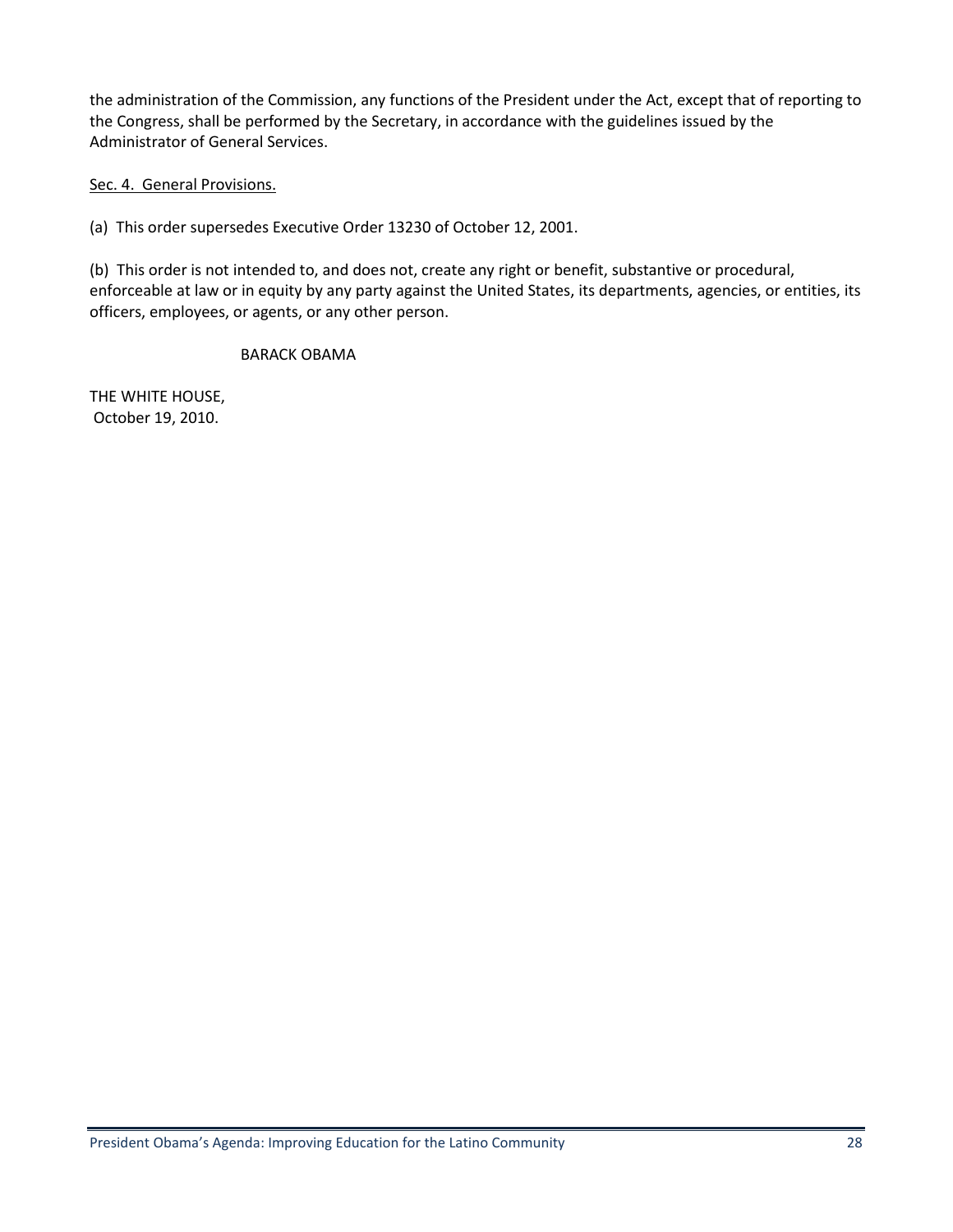the administration of the Commission, any functions of the President under the Act, except that of reporting to the Congress, shall be performed by the Secretary, in accordance with the guidelines issued by the Administrator of General Services.

Sec. 4. General Provisions.

(a) This order supersedes Executive Order 13230 of October 12, 2001.

(b) This order is not intended to, and does not, create any right or benefit, substantive or procedural, enforceable at law or in equity by any party against the United States, its departments, agencies, or entities, its officers, employees, or agents, or any other person.

BARACK OBAMA

THE WHITE HOUSE,
October 19, 2010.